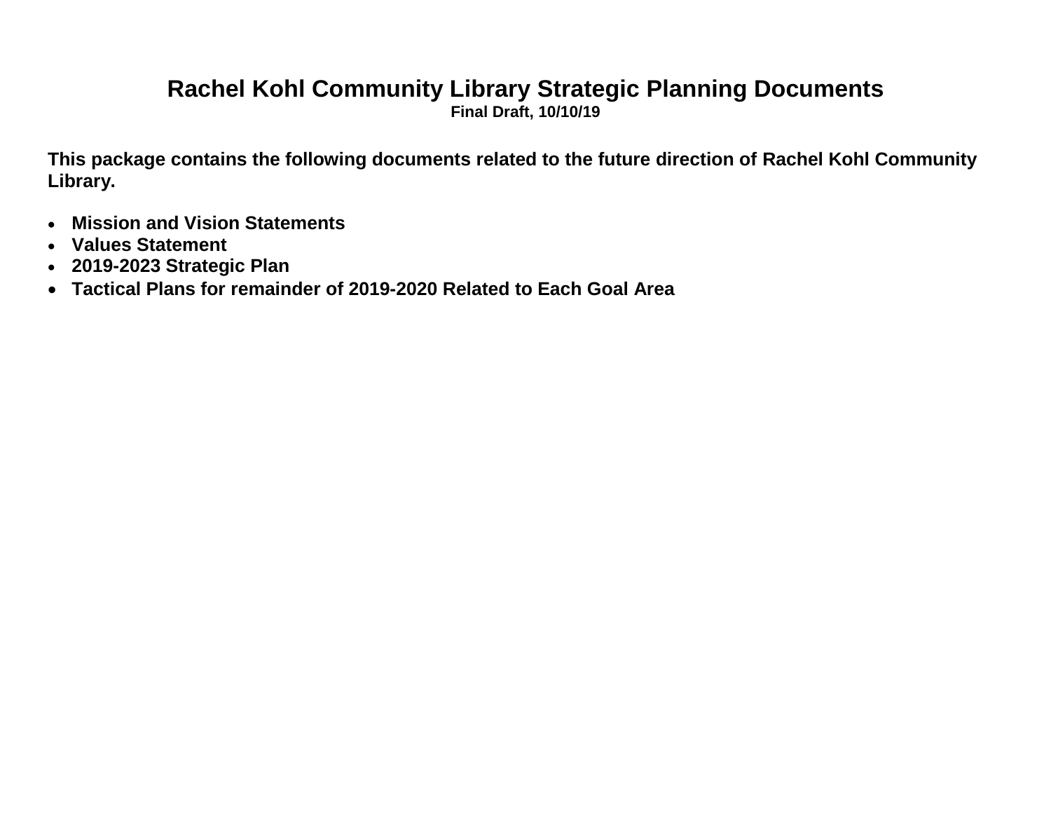# Rachel Kohl Community Library Strategic Planning Documents

**Final Draft, 10/10/19**

**This package contains the following documents related to the future direction of Rachel Kohl Community Library.**

- **Mission and Vision Statements**
- **Values Statement**
- **2019-2023 Strategic Plan**
- **Tactical Plans for remainder of 2019-2020 Related to Each Goal Area**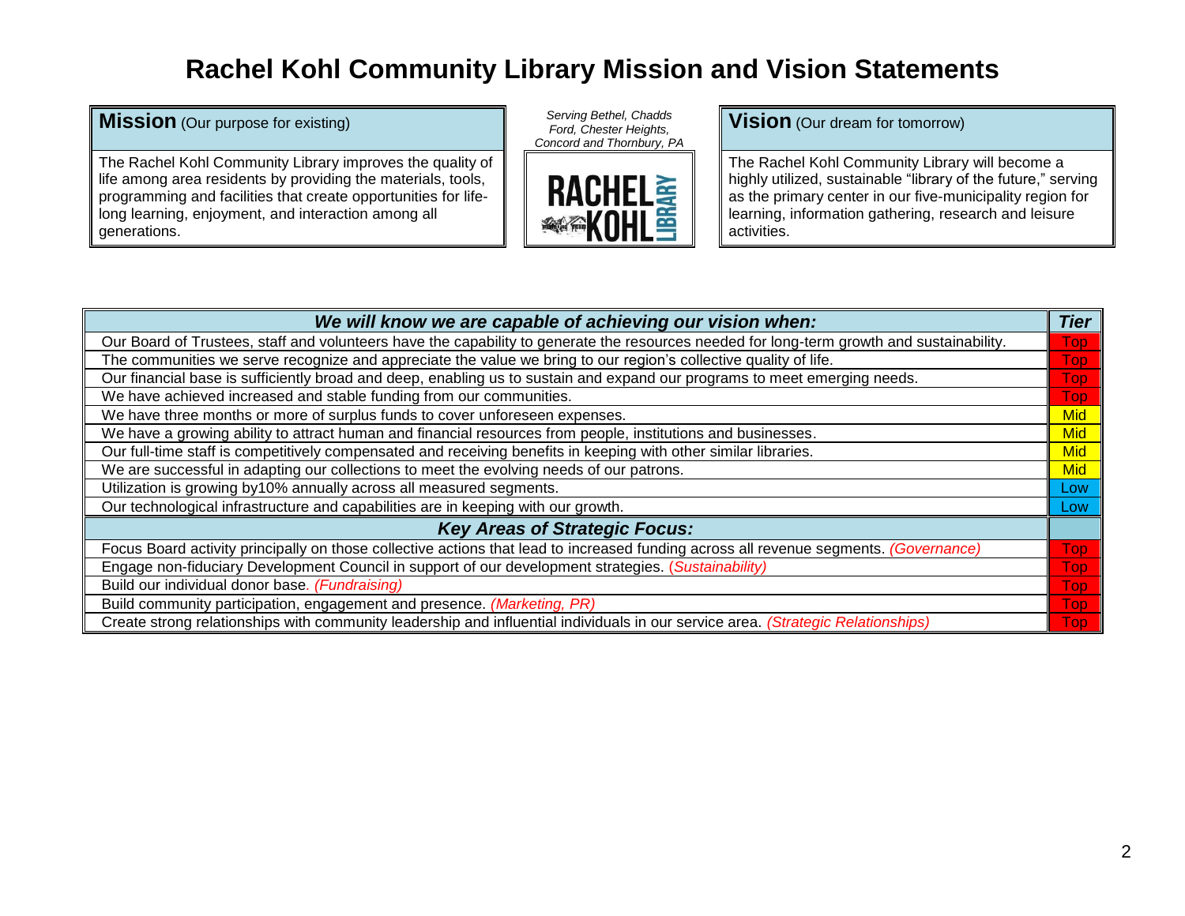# Rachel Kohl Community Library Mission and Vision Statements

## Mission (Our purpose for existing)

The Rachel Kohl Community Library improves the quality of life among area residents by providing the materials, tools, programming and facilities that create opportunities for life-long learning, enjoyment, and interaction among all generations.

*Serving Bethel, Chadds Ford, Chester Heights, Concord and Thornbury, PA*

RACHEL KOHL LIBRARY

## Vision (Our dream for tomorrow)

The Rachel Kohl Community Library will become a highly utilized, sustainable "library of the future," serving as the primary center in our five-municipality region for learning, information gathering, research and leisure activities.

| ***We will know we are capable of achieving our vision when:*** | ***Tier*** |
|---|---|
| Our Board of Trustees, staff and volunteers have the capability to generate the resources needed for long-term growth and sustainability. | Top |
| The communities we serve recognize and appreciate the value we bring to our region's collective quality of life. | Top |
| Our financial base is sufficiently broad and deep, enabling us to sustain and expand our programs to meet emerging needs. | Top |
| We have achieved increased and stable funding from our communities. | Top |
| We have three months or more of surplus funds to cover unforeseen expenses. | Mid |
| We have a growing ability to attract human and financial resources from people, institutions and businesses. | Mid |
| Our full-time staff is competitively compensated and receiving benefits in keeping with other similar libraries. | Mid |
| We are successful in adapting our collections to meet the evolving needs of our patrons. | Mid |
| Utilization is growing by10% annually across all measured segments. | Low |
| Our technological infrastructure and capabilities are in keeping with our growth. | Low |
| ***Key Areas of Strategic Focus:*** | |
| Focus Board activity principally on those collective actions that lead to increased funding across all revenue segments. *(Governance)* | Top |
| Engage non-fiduciary Development Council in support of our development strategies. *(Sustainability)* | Top |
| Build our individual donor base. *(Fundraising)* | Top |
| Build community participation, engagement and presence. *(Marketing, PR)* | Top |
| Create strong relationships with community leadership and influential individuals in our service area. *(Strategic Relationships)* | Top |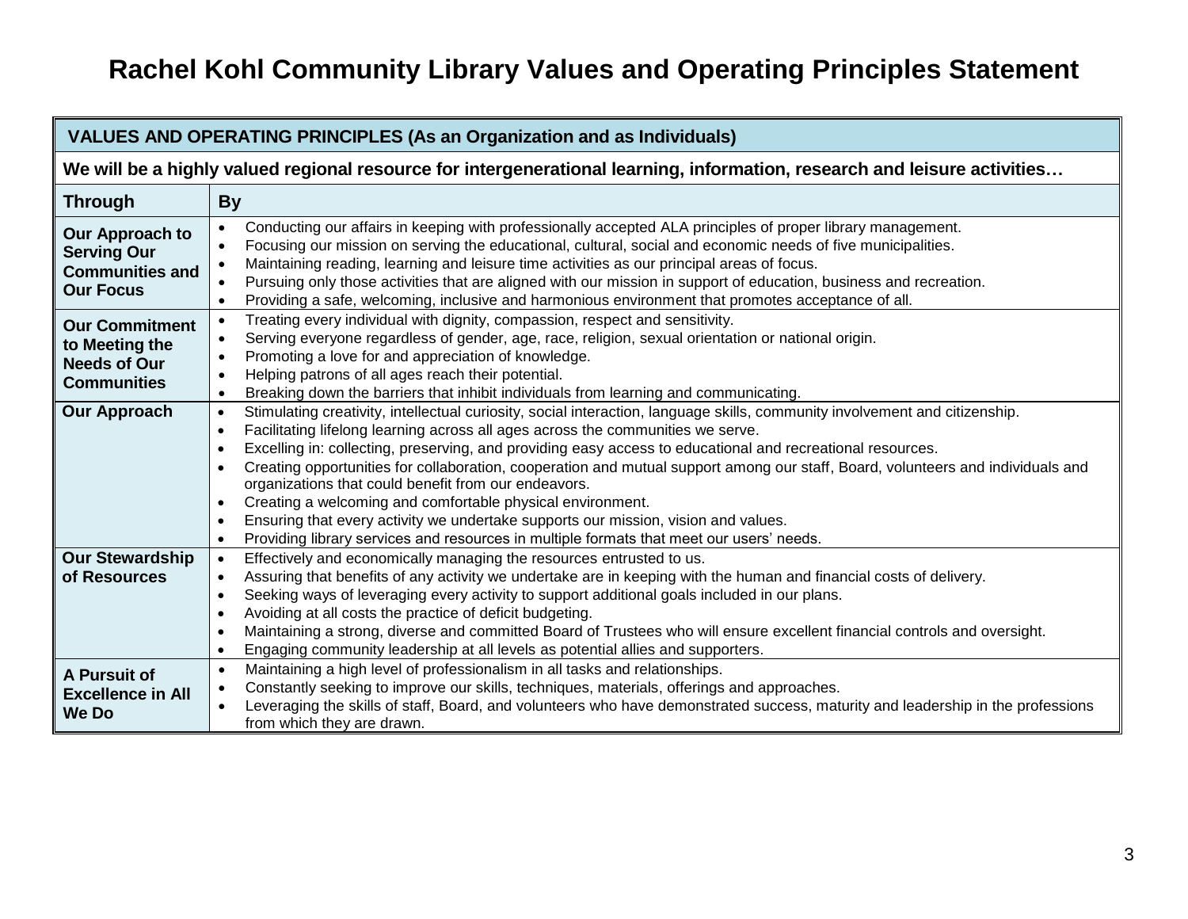# Rachel Kohl Community Library Values and Operating Principles Statement

| VALUES AND OPERATING PRINCIPLES (As an Organization and as Individuals) | |
|---|---|
| **We will be a highly valued regional resource for intergenerational learning, information, research and leisure activities…** | |
| **Through** | **By** |
| **Our Approach to Serving Our Communities and Our Focus** | • Conducting our affairs in keeping with professionally accepted ALA principles of proper library management.<br>• Focusing our mission on serving the educational, cultural, social and economic needs of five municipalities.<br>• Maintaining reading, learning and leisure time activities as our principal areas of focus.<br>• Pursuing only those activities that are aligned with our mission in support of education, business and recreation.<br>• Providing a safe, welcoming, inclusive and harmonious environment that promotes acceptance of all. |
| **Our Commitment to Meeting the Needs of Our Communities** | • Treating every individual with dignity, compassion, respect and sensitivity.<br>• Serving everyone regardless of gender, age, race, religion, sexual orientation or national origin.<br>• Promoting a love for and appreciation of knowledge.<br>• Helping patrons of all ages reach their potential.<br>• Breaking down the barriers that inhibit individuals from learning and communicating. |
| **Our Approach** | • Stimulating creativity, intellectual curiosity, social interaction, language skills, community involvement and citizenship.<br>• Facilitating lifelong learning across all ages across the communities we serve.<br>• Excelling in: collecting, preserving, and providing easy access to educational and recreational resources.<br>• Creating opportunities for collaboration, cooperation and mutual support among our staff, Board, volunteers and individuals and organizations that could benefit from our endeavors.<br>• Creating a welcoming and comfortable physical environment.<br>• Ensuring that every activity we undertake supports our mission, vision and values.<br>• Providing library services and resources in multiple formats that meet our users' needs. |
| **Our Stewardship of Resources** | • Effectively and economically managing the resources entrusted to us.<br>• Assuring that benefits of any activity we undertake are in keeping with the human and financial costs of delivery.<br>• Seeking ways of leveraging every activity to support additional goals included in our plans.<br>• Avoiding at all costs the practice of deficit budgeting.<br>• Maintaining a strong, diverse and committed Board of Trustees who will ensure excellent financial controls and oversight.<br>• Engaging community leadership at all levels as potential allies and supporters. |
| **A Pursuit of Excellence in All We Do** | • Maintaining a high level of professionalism in all tasks and relationships.<br>• Constantly seeking to improve our skills, techniques, materials, offerings and approaches.<br>• Leveraging the skills of staff, Board, and volunteers who have demonstrated success, maturity and leadership in the professions from which they are drawn. |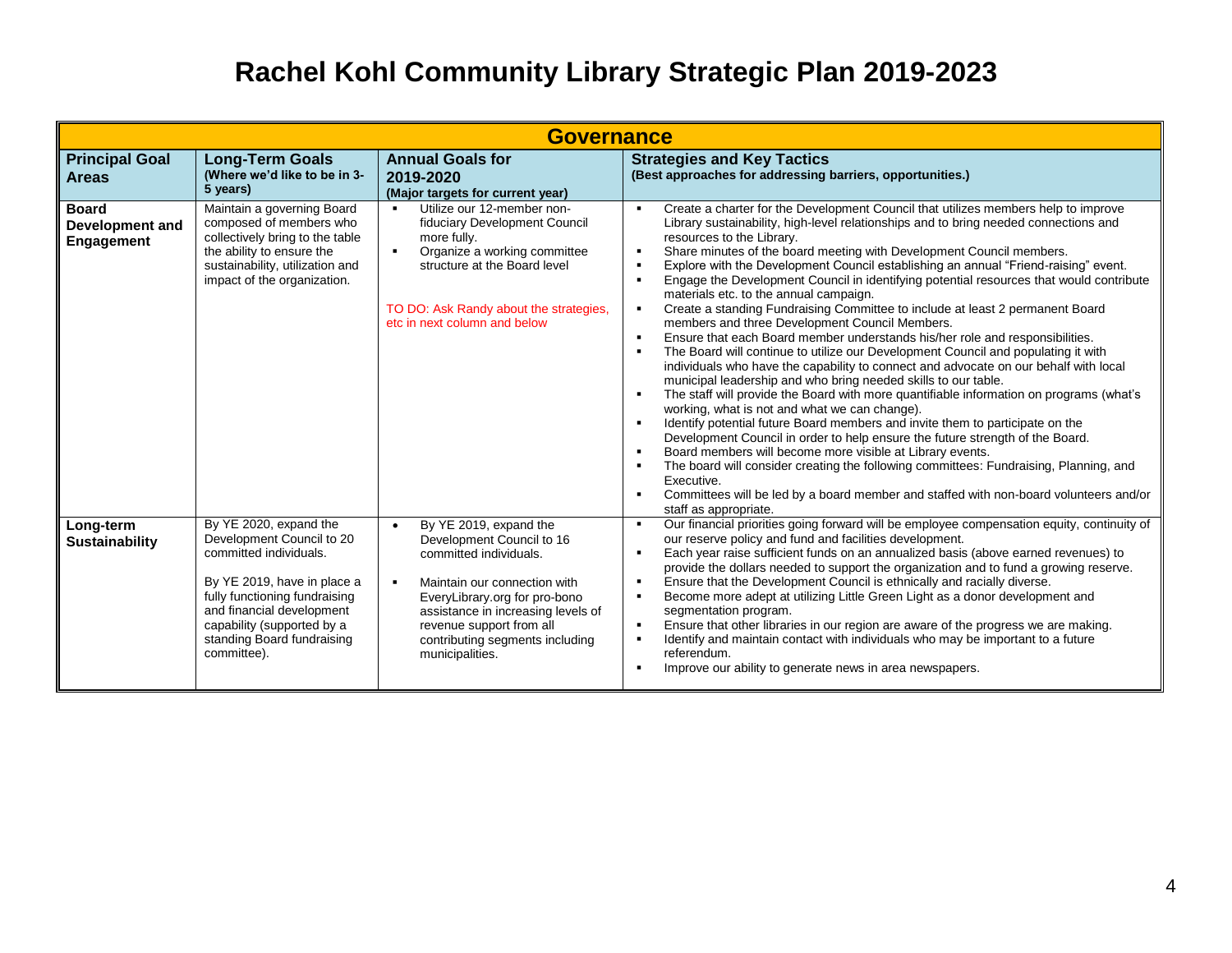# Rachel Kohl Community Library Strategic Plan 2019-2023

| Governance | | | |
|---|---|---|---|
| **Principal Goal Areas** | **Long-Term Goals** (Where we'd like to be in 3-5 years) | **Annual Goals for 2019-2020** (Major targets for current year) | **Strategies and Key Tactics** (Best approaches for addressing barriers, opportunities.) |
| **Board Development and Engagement** | Maintain a governing Board composed of members who collectively bring to the table the ability to ensure the sustainability, utilization and impact of the organization. | ▪ Utilize our 12-member non-fiduciary Development Council more fully.<br>▪ Organize a working committee structure at the Board level<br><br>TO DO: Ask Randy about the strategies, etc in next column and below | ▪ Create a charter for the Development Council that utilizes members help to improve Library sustainability, high-level relationships and to bring needed connections and resources to the Library.<br>▪ Share minutes of the board meeting with Development Council members.<br>▪ Explore with the Development Council establishing an annual "Friend-raising" event.<br>▪ Engage the Development Council in identifying potential resources that would contribute materials etc. to the annual campaign.<br>▪ Create a standing Fundraising Committee to include at least 2 permanent Board members and three Development Council Members.<br>▪ Ensure that each Board member understands his/her role and responsibilities.<br>▪ The Board will continue to utilize our Development Council and populating it with individuals who have the capability to connect and advocate on our behalf with local municipal leadership and who bring needed skills to our table.<br>▪ The staff will provide the Board with more quantifiable information on programs (what's working, what is not and what we can change).<br>▪ Identify potential future Board members and invite them to participate on the Development Council in order to help ensure the future strength of the Board.<br>▪ Board members will become more visible at Library events.<br>▪ The board will consider creating the following committees: Fundraising, Planning, and Executive.<br>▪ Committees will be led by a board member and staffed with non-board volunteers and/or staff as appropriate. |
| **Long-term Sustainability** | By YE 2020, expand the Development Council to 20 committed individuals.<br><br>By YE 2019, have in place a fully functioning fundraising and financial development capability (supported by a standing Board fundraising committee). | • By YE 2019, expand the Development Council to 16 committed individuals.<br><br>▪ Maintain our connection with EveryLibrary.org for pro-bono assistance in increasing levels of revenue support from all contributing segments including municipalities. | ▪ Our financial priorities going forward will be employee compensation equity, continuity of our reserve policy and fund and facilities development.<br>▪ Each year raise sufficient funds on an annualized basis (above earned revenues) to provide the dollars needed to support the organization and to fund a growing reserve.<br>▪ Ensure that the Development Council is ethnically and racially diverse.<br>▪ Become more adept at utilizing Little Green Light as a donor development and segmentation program.<br>▪ Ensure that other libraries in our region are aware of the progress we are making.<br>▪ Identify and maintain contact with individuals who may be important to a future referendum.<br>▪ Improve our ability to generate news in area newspapers. |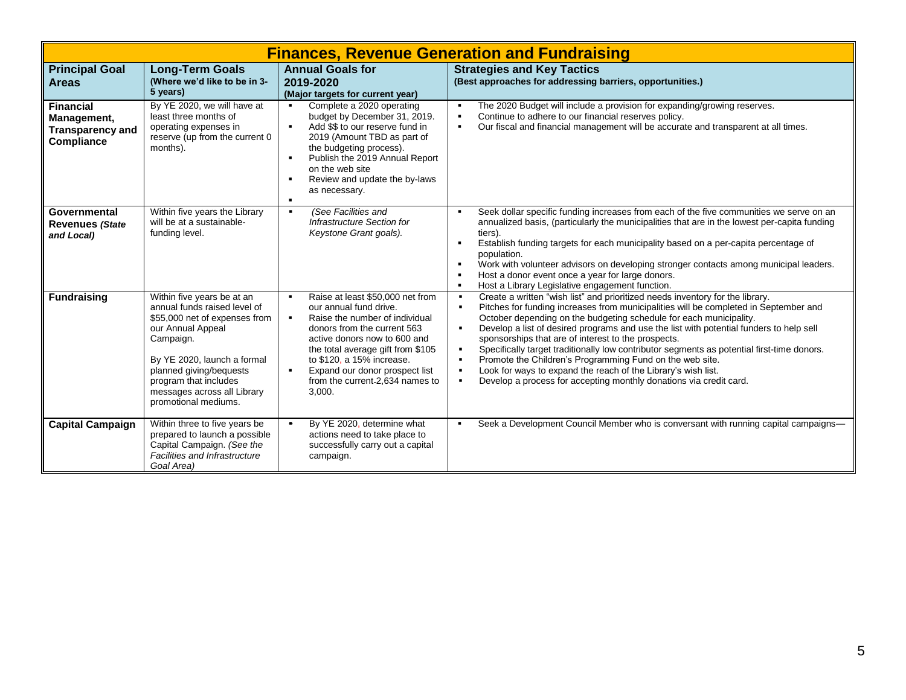| Finances, Revenue Generation and Fundraising | | | |
|---|---|---|---|
| **Principal Goal Areas** | **Long-Term Goals** **(Where we'd like to be in 3-5 years)** | **Annual Goals for 2019-2020** **(Major targets for current year)** | **Strategies and Key Tactics** **(Best approaches for addressing barriers, opportunities.)** |
| **Financial Management, Transparency and Compliance** | By YE 2020, we will have at least three months of operating expenses in reserve (up from the current 0 months). | ▪ Complete a 2020 operating budget by December 31, 2019.<br>▪ Add $$ to our reserve fund in 2019 (Amount TBD as part of the budgeting process).<br>▪ Publish the 2019 Annual Report on the web site<br>▪ Review and update the by-laws as necessary.<br>▪ | ▪ The 2020 Budget will include a provision for expanding/growing reserves.<br>▪ Continue to adhere to our financial reserves policy.<br>▪ Our fiscal and financial management will be accurate and transparent at all times. |
| **Governmental Revenues *(State and Local)*** | Within five years the Library will be at a sustainable-funding level. | ▪ *(See Facilities and Infrastructure Section for Keystone Grant goals).* | ▪ Seek dollar specific funding increases from each of the five communities we serve on an annualized basis, (particularly the municipalities that are in the lowest per-capita funding tiers).<br>▪ Establish funding targets for each municipality based on a per-capita percentage of population.<br>▪ Work with volunteer advisors on developing stronger contacts among municipal leaders.<br>▪ Host a donor event once a year for large donors.<br>▪ Host a Library Legislative engagement function. |
| **Fundraising** | Within five years be at an annual funds raised level of $55,000 net of expenses from our Annual Appeal Campaign.<br><br>By YE 2020, launch a formal planned giving/bequests program that includes messages across all Library promotional mediums. | ▪ Raise at least $50,000 net from our annual fund drive.<br>▪ Raise the number of individual donors from the current 563 active donors now to 600 and the total average gift from $105 to $120, a 15% increase.<br>▪ Expand our donor prospect list from the current-2,634 names to 3,000. | ▪ Create a written "wish list" and prioritized needs inventory for the library.<br>▪ Pitches for funding increases from municipalities will be completed in September and October depending on the budgeting schedule for each municipality.<br>▪ Develop a list of desired programs and use the list with potential funders to help sell sponsorships that are of interest to the prospects.<br>▪ Specifically target traditionally low contributor segments as potential first-time donors.<br>▪ Promote the Children's Programming Fund on the web site.<br>▪ Look for ways to expand the reach of the Library's wish list.<br>▪ Develop a process for accepting monthly donations via credit card. |
| **Capital Campaign** | Within three to five years be prepared to launch a possible Capital Campaign. *(See the Facilities and Infrastructure Goal Area)* | ▪ By YE 2020, determine what actions need to take place to successfully carry out a capital campaign. | ▪ Seek a Development Council Member who is conversant with running capital campaigns— |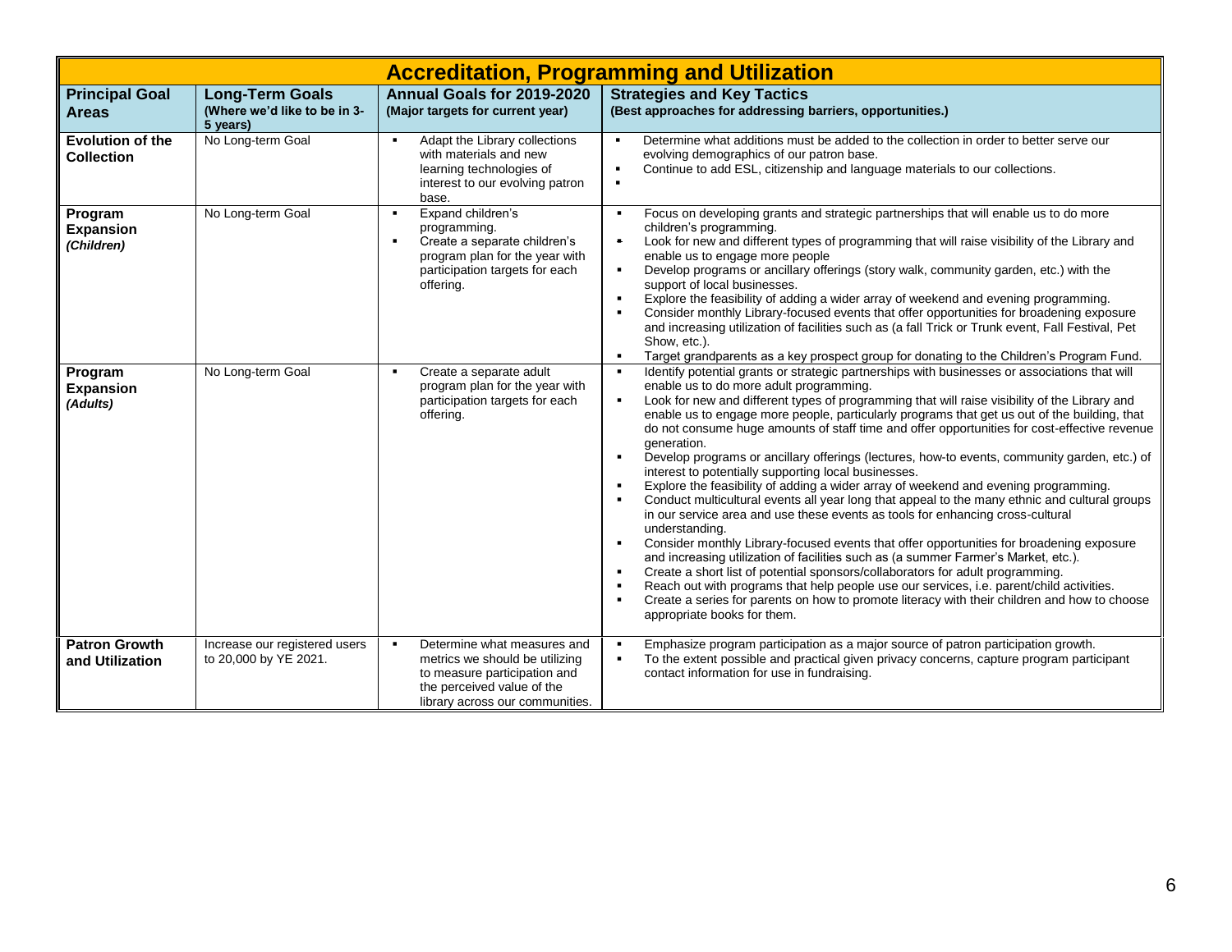| Accreditation, Programming and Utilization | | | |
|---|---|---|---|
| **Principal Goal Areas** | **Long-Term Goals** (Where we'd like to be in 3-5 years) | **Annual Goals for 2019-2020** (Major targets for current year) | **Strategies and Key Tactics** (Best approaches for addressing barriers, opportunities.) |
| **Evolution of the Collection** | No Long-term Goal | ▪ Adapt the Library collections with materials and new learning technologies of interest to our evolving patron base. | ▪ Determine what additions must be added to the collection in order to better serve our evolving demographics of our patron base.<br>▪ Continue to add ESL, citizenship and language materials to our collections.<br>▪ |
| **Program Expansion *(Children)*** | No Long-term Goal | ▪ Expand children's programming.<br>▪ Create a separate children's program plan for the year with participation targets for each offering. | ▪ Focus on developing grants and strategic partnerships that will enable us to do more children's programming.<br>▪ Look for new and different types of programming that will raise visibility of the Library and enable us to engage more people<br>▪ Develop programs or ancillary offerings (story walk, community garden, etc.) with the support of local businesses.<br>▪ Explore the feasibility of adding a wider array of weekend and evening programming.<br>▪ Consider monthly Library-focused events that offer opportunities for broadening exposure and increasing utilization of facilities such as (a fall Trick or Trunk event, Fall Festival, Pet Show, etc.).<br>▪ Target grandparents as a key prospect group for donating to the Children's Program Fund. |
| **Program Expansion *(Adults)*** | No Long-term Goal | ▪ Create a separate adult program plan for the year with participation targets for each offering. | ▪ Identify potential grants or strategic partnerships with businesses or associations that will enable us to do more adult programming.<br>▪ Look for new and different types of programming that will raise visibility of the Library and enable us to engage more people, particularly programs that get us out of the building, that do not consume huge amounts of staff time and offer opportunities for cost-effective revenue generation.<br>▪ Develop programs or ancillary offerings (lectures, how-to events, community garden, etc.) of interest to potentially supporting local businesses.<br>▪ Explore the feasibility of adding a wider array of weekend and evening programming.<br>▪ Conduct multicultural events all year long that appeal to the many ethnic and cultural groups in our service area and use these events as tools for enhancing cross-cultural understanding.<br>▪ Consider monthly Library-focused events that offer opportunities for broadening exposure and increasing utilization of facilities such as (a summer Farmer's Market, etc.).<br>▪ Create a short list of potential sponsors/collaborators for adult programming.<br>▪ Reach out with programs that help people use our services, i.e. parent/child activities.<br>▪ Create a series for parents on how to promote literacy with their children and how to choose appropriate books for them. |
| **Patron Growth and Utilization** | Increase our registered users to 20,000 by YE 2021. | ▪ Determine what measures and metrics we should be utilizing to measure participation and the perceived value of the library across our communities. | ▪ Emphasize program participation as a major source of patron participation growth.<br>▪ To the extent possible and practical given privacy concerns, capture program participant contact information for use in fundraising. |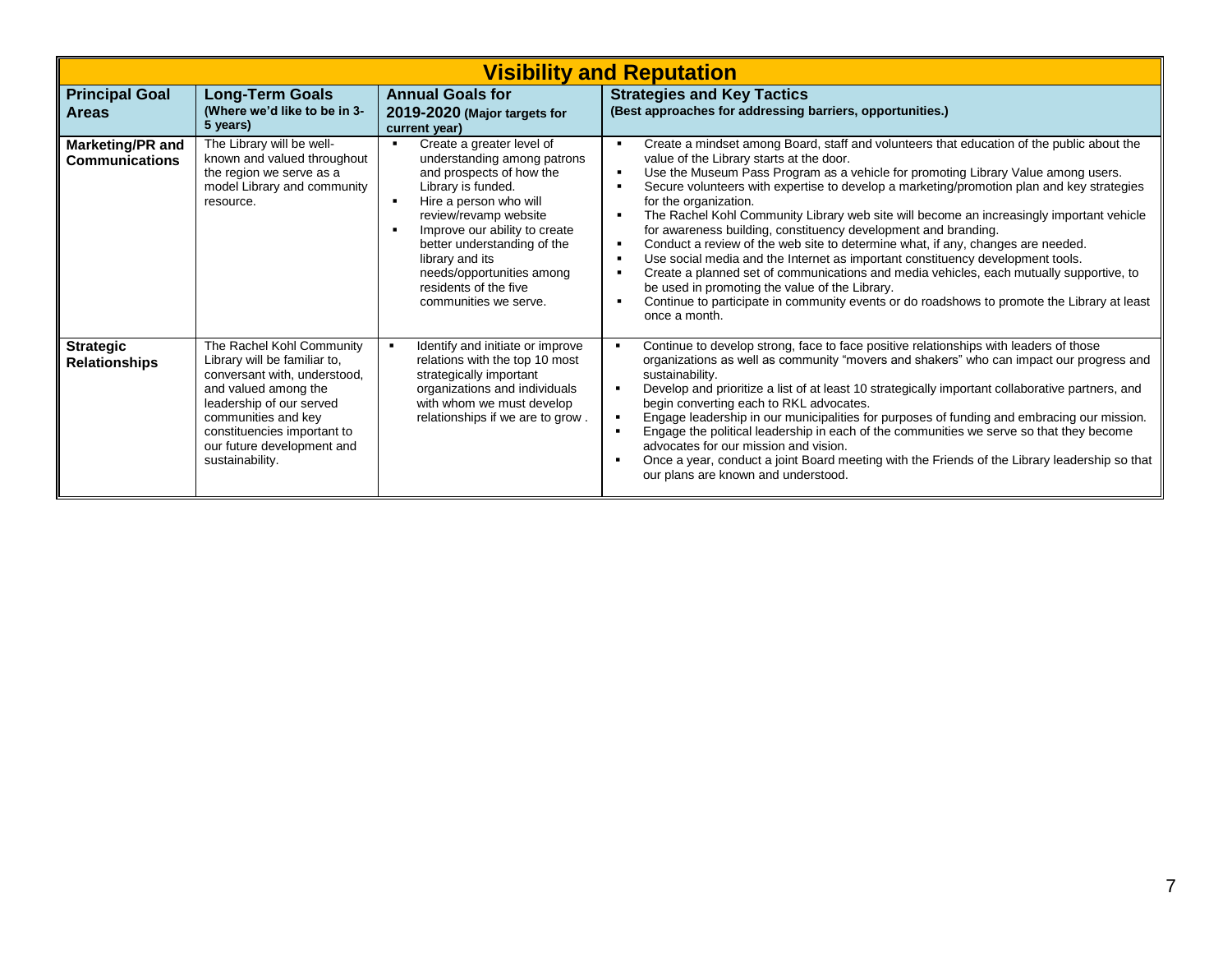| Visibility and Reputation | | | |
|---|---|---|---|
| **Principal Goal Areas** | **Long-Term Goals** **(Where we'd like to be in 3-5 years)** | **Annual Goals for 2019-2020 (Major targets for current year)** | **Strategies and Key Tactics** **(Best approaches for addressing barriers, opportunities.)** |
| **Marketing/PR and Communications** | The Library will be well-known and valued throughout the region we serve as a model Library and community resource. | ▪ Create a greater level of understanding among patrons and prospects of how the Library is funded.<br>▪ Hire a person who will review/revamp website<br>▪ Improve our ability to create better understanding of the library and its needs/opportunities among residents of the five communities we serve. | ▪ Create a mindset among Board, staff and volunteers that education of the public about the value of the Library starts at the door.<br>▪ Use the Museum Pass Program as a vehicle for promoting Library Value among users.<br>▪ Secure volunteers with expertise to develop a marketing/promotion plan and key strategies for the organization.<br>▪ The Rachel Kohl Community Library web site will become an increasingly important vehicle for awareness building, constituency development and branding.<br>▪ Conduct a review of the web site to determine what, if any, changes are needed.<br>▪ Use social media and the Internet as important constituency development tools.<br>▪ Create a planned set of communications and media vehicles, each mutually supportive, to be used in promoting the value of the Library.<br>▪ Continue to participate in community events or do roadshows to promote the Library at least once a month. |
| **Strategic Relationships** | The Rachel Kohl Community Library will be familiar to, conversant with, understood, and valued among the leadership of our served communities and key constituencies important to our future development and sustainability. | ▪ Identify and initiate or improve relations with the top 10 most strategically important organizations and individuals with whom we must develop relationships if we are to grow . | ▪ Continue to develop strong, face to face positive relationships with leaders of those organizations as well as community "movers and shakers" who can impact our progress and sustainability.<br>▪ Develop and prioritize a list of at least 10 strategically important collaborative partners, and begin converting each to RKL advocates.<br>▪ Engage leadership in our municipalities for purposes of funding and embracing our mission.<br>▪ Engage the political leadership in each of the communities we serve so that they become advocates for our mission and vision.<br>▪ Once a year, conduct a joint Board meeting with the Friends of the Library leadership so that our plans are known and understood. |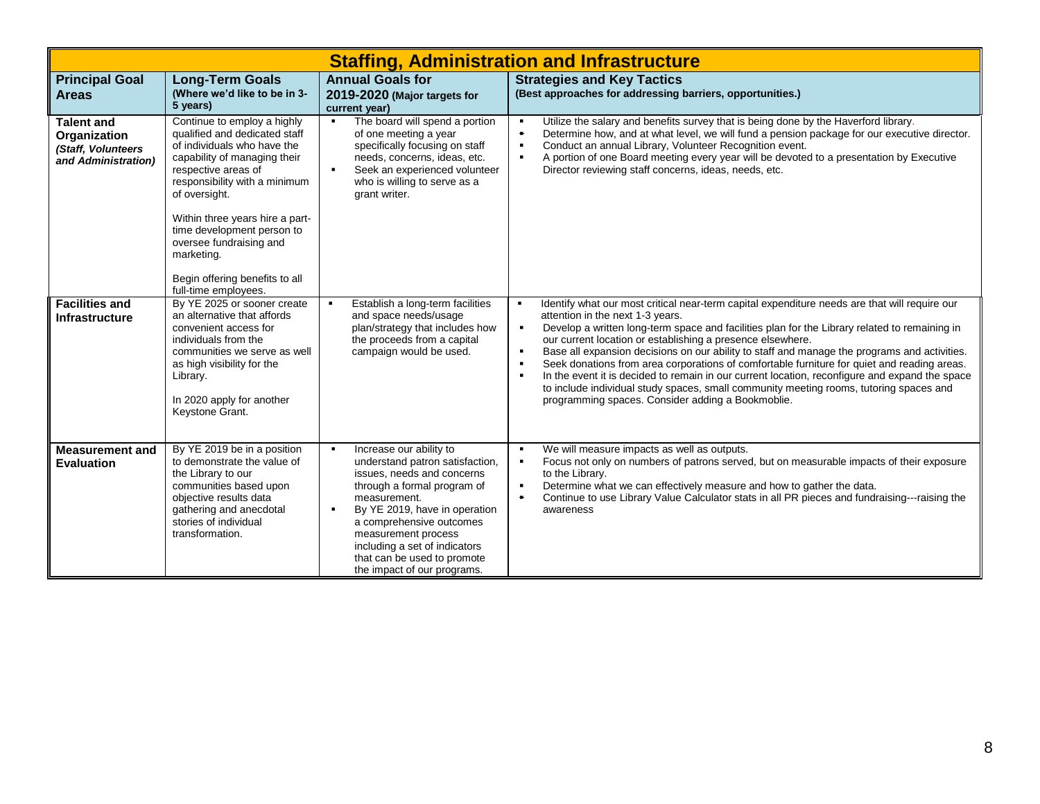# Staffing, Administration and Infrastructure

| Principal Goal Areas | Long-Term Goals (Where we'd like to be in 3-5 years) | Annual Goals for 2019-2020 (Major targets for current year) | Strategies and Key Tactics (Best approaches for addressing barriers, opportunities.) |
|---|---|---|---|
| **Talent and Organization** ***(Staff, Volunteers and Administration)*** | Continue to employ a highly qualified and dedicated staff of individuals who have the capability of managing their respective areas of responsibility with a minimum of oversight.<br><br>Within three years hire a part-time development person to oversee fundraising and marketing.<br><br>Begin offering benefits to all full-time employees. | ▪ The board will spend a portion of one meeting a year specifically focusing on staff needs, concerns, ideas, etc.<br>▪ Seek an experienced volunteer who is willing to serve as a grant writer. | ▪ Utilize the salary and benefits survey that is being done by the Haverford library.<br>▪ Determine how, and at what level, we will fund a pension package for our executive director.<br>▪ Conduct an annual Library, Volunteer Recognition event.<br>▪ A portion of one Board meeting every year will be devoted to a presentation by Executive Director reviewing staff concerns, ideas, needs, etc. |
| **Facilities and Infrastructure** | By YE 2025 or sooner create an alternative that affords convenient access for individuals from the communities we serve as well as high visibility for the Library.<br><br>In 2020 apply for another Keystone Grant. | ▪ Establish a long-term facilities and space needs/usage plan/strategy that includes how the proceeds from a capital campaign would be used. | ▪ Identify what our most critical near-term capital expenditure needs are that will require our attention in the next 1-3 years.<br>▪ Develop a written long-term space and facilities plan for the Library related to remaining in our current location or establishing a presence elsewhere.<br>▪ Base all expansion decisions on our ability to staff and manage the programs and activities.<br>▪ Seek donations from area corporations of comfortable furniture for quiet and reading areas.<br>▪ In the event it is decided to remain in our current location, reconfigure and expand the space to include individual study spaces, small community meeting rooms, tutoring spaces and programming spaces. Consider adding a Bookmoblie. |
| **Measurement and Evaluation** | By YE 2019 be in a position to demonstrate the value of the Library to our communities based upon objective results data gathering and anecdotal stories of individual transformation. | ▪ Increase our ability to understand patron satisfaction, issues, needs and concerns through a formal program of measurement.<br>▪ By YE 2019, have in operation a comprehensive outcomes measurement process including a set of indicators that can be used to promote the impact of our programs. | ▪ We will measure impacts as well as outputs.<br>▪ Focus not only on numbers of patrons served, but on measurable impacts of their exposure to the Library.<br>▪ Determine what we can effectively measure and how to gather the data.<br>▪ Continue to use Library Value Calculator stats in all PR pieces and fundraising---raising the awareness |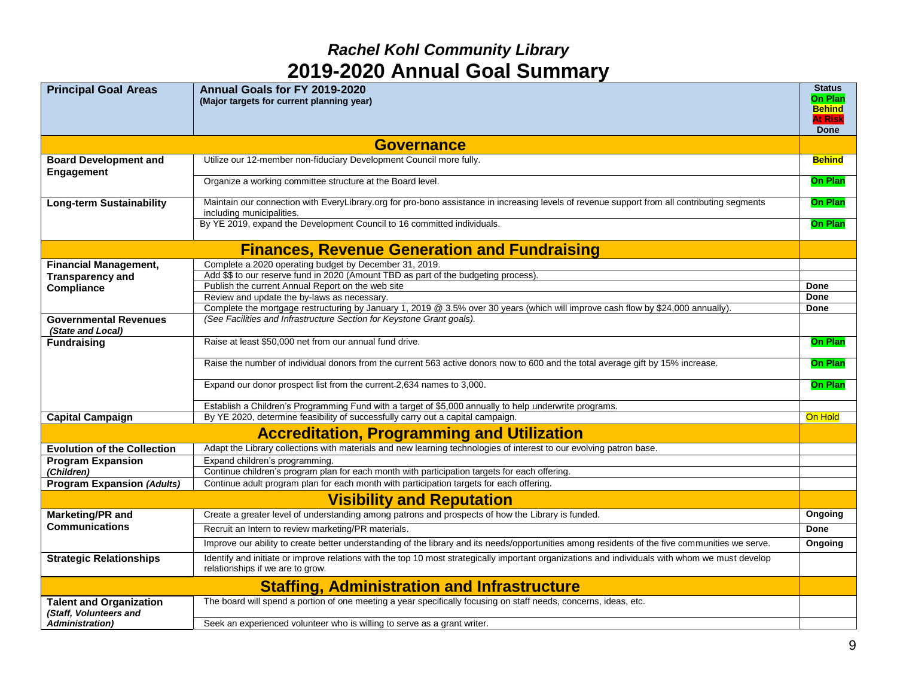# *Rachel Kohl Community Library*

# 2019-2020 Annual Goal Summary

| Principal Goal Areas | Annual Goals for FY 2019-2020 (Major targets for current planning year) | Status On Plan Behind At Risk Done |
|---|---|---|
| **Governance** | | |
| **Board Development and Engagement** | Utilize our 12-member non-fiduciary Development Council more fully. | Behind |
| | Organize a working committee structure at the Board level. | On Plan |
| **Long-term Sustainability** | Maintain our connection with EveryLibrary.org for pro-bono assistance in increasing levels of revenue support from all contributing segments including municipalities. | On Plan |
| | By YE 2019, expand the Development Council to 16 committed individuals. | On Plan |
| **Finances, Revenue Generation and Fundraising** | | |
| **Financial Management, Transparency and Compliance** | Complete a 2020 operating budget by December 31, 2019. | |
| | Add $$ to our reserve fund in 2020 (Amount TBD as part of the budgeting process). | |
| | Publish the current Annual Report on the web site | Done |
| | Review and update the by-laws as necessary. | Done |
| | Complete the mortgage restructuring by January 1, 2019 @ 3.5% over 30 years (which will improve cash flow by $24,000 annually). | Done |
| **Governmental Revenues** *(State and Local)* | *(See Facilities and Infrastructure Section for Keystone Grant goals).* | |
| **Fundraising** | Raise at least $50,000 net from our annual fund drive. | On Plan |
| | Raise the number of individual donors from the current 563 active donors now to 600 and the total average gift by 15% increase. | On Plan |
| | Expand our donor prospect list from the current 2,634 names to 3,000. | On Plan |
| | Establish a Children's Programming Fund with a target of $5,000 annually to help underwrite programs. | |
| **Capital Campaign** | By YE 2020, determine feasibility of successfully carry out a capital campaign. | On Hold |
| **Accreditation, Programming and Utilization** | | |
| **Evolution of the Collection** | Adapt the Library collections with materials and new learning technologies of interest to our evolving patron base. | |
| **Program Expansion** *(Children)* | Expand children's programming. | |
| | Continue children's program plan for each month with participation targets for each offering. | |
| **Program Expansion** *(Adults)* | Continue adult program plan for each month with participation targets for each offering. | |
| **Visibility and Reputation** | | |
| **Marketing/PR and Communications** | Create a greater level of understanding among patrons and prospects of how the Library is funded. | Ongoing |
| | Recruit an Intern to review marketing/PR materials. | Done |
| | Improve our ability to create better understanding of the library and its needs/opportunities among residents of the five communities we serve. | Ongoing |
| **Strategic Relationships** | Identify and initiate or improve relations with the top 10 most strategically important organizations and individuals with whom we must develop relationships if we are to grow. | |
| **Staffing, Administration and Infrastructure** | | |
| **Talent and Organization** *(Staff, Volunteers and Administration)* | The board will spend a portion of one meeting a year specifically focusing on staff needs, concerns, ideas, etc. | |
| | Seek an experienced volunteer who is willing to serve as a grant writer. | |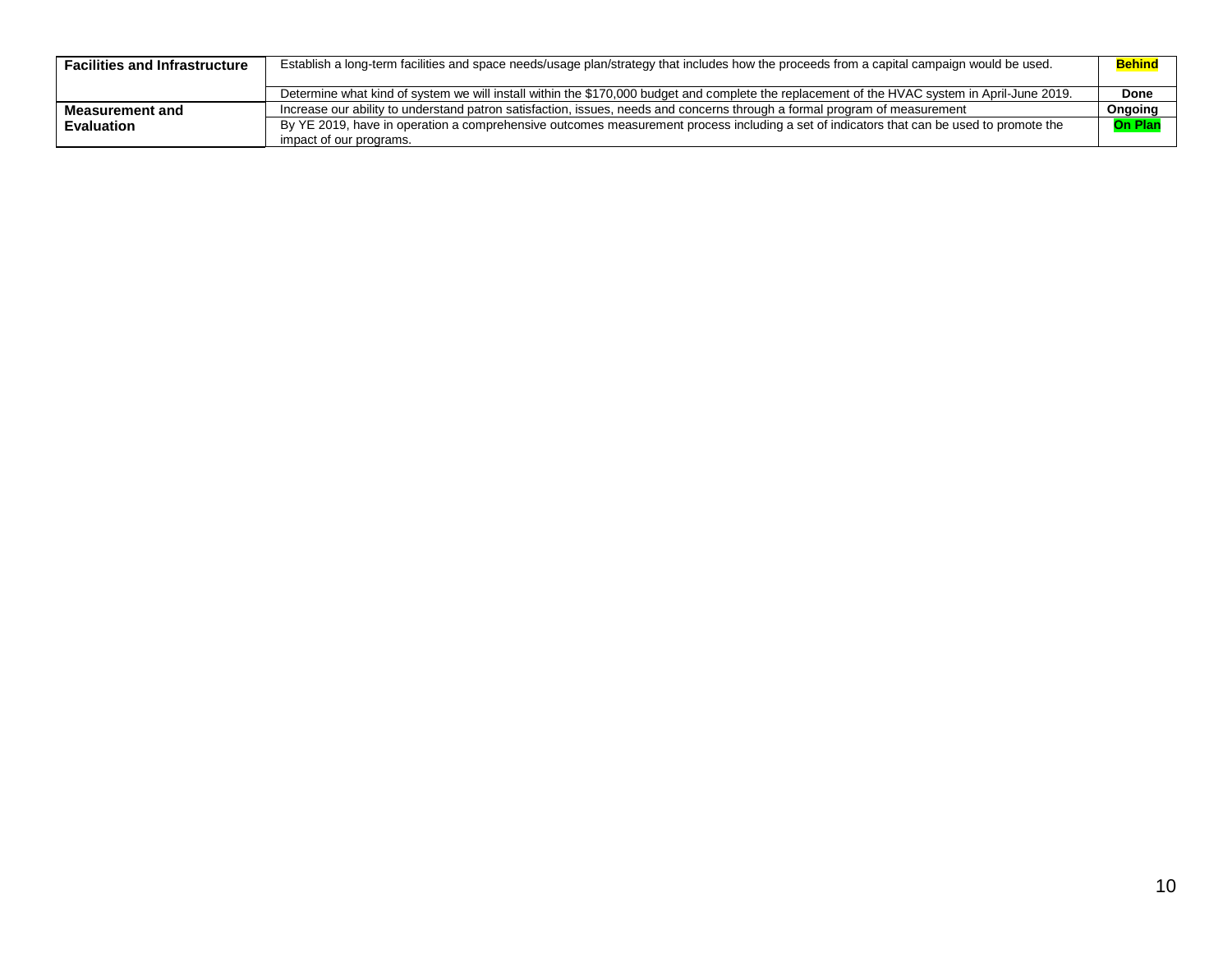| | | |
|---|---|---|
| **Facilities and Infrastructure** | Establish a long-term facilities and space needs/usage plan/strategy that includes how the proceeds from a capital campaign would be used. | **Behind** |
| | Determine what kind of system we will install within the $170,000 budget and complete the replacement of the HVAC system in April-June 2019. | **Done** |
| **Measurement and Evaluation** | Increase our ability to understand patron satisfaction, issues, needs and concerns through a formal program of measurement | **Ongoing** |
| | By YE 2019, have in operation a comprehensive outcomes measurement process including a set of indicators that can be used to promote the impact of our programs. | **On Plan** |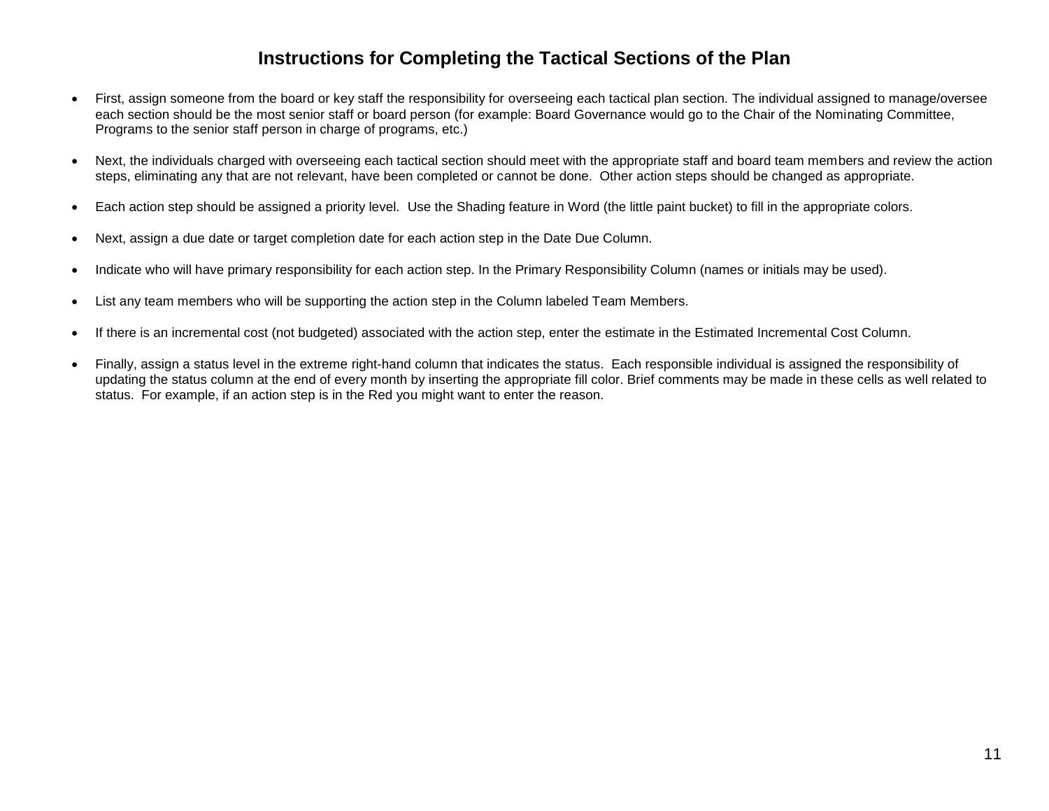# Instructions for Completing the Tactical Sections of the Plan

- First, assign someone from the board or key staff the responsibility for overseeing each tactical plan section. The individual assigned to manage/oversee each section should be the most senior staff or board person (for example: Board Governance would go to the Chair of the Nominating Committee, Programs to the senior staff person in charge of programs, etc.)

- Next, the individuals charged with overseeing each tactical section should meet with the appropriate staff and board team members and review the action steps, eliminating any that are not relevant, have been completed or cannot be done. Other action steps should be changed as appropriate.

- Each action step should be assigned a priority level. Use the Shading feature in Word (the little paint bucket) to fill in the appropriate colors.

- Next, assign a due date or target completion date for each action step in the Date Due Column.

- Indicate who will have primary responsibility for each action step. In the Primary Responsibility Column (names or initials may be used).

- List any team members who will be supporting the action step in the Column labeled Team Members.

- If there is an incremental cost (not budgeted) associated with the action step, enter the estimate in the Estimated Incremental Cost Column.

- Finally, assign a status level in the extreme right-hand column that indicates the status. Each responsible individual is assigned the responsibility of updating the status column at the end of every month by inserting the appropriate fill color. Brief comments may be made in these cells as well related to status. For example, if an action step is in the Red you might want to enter the reason.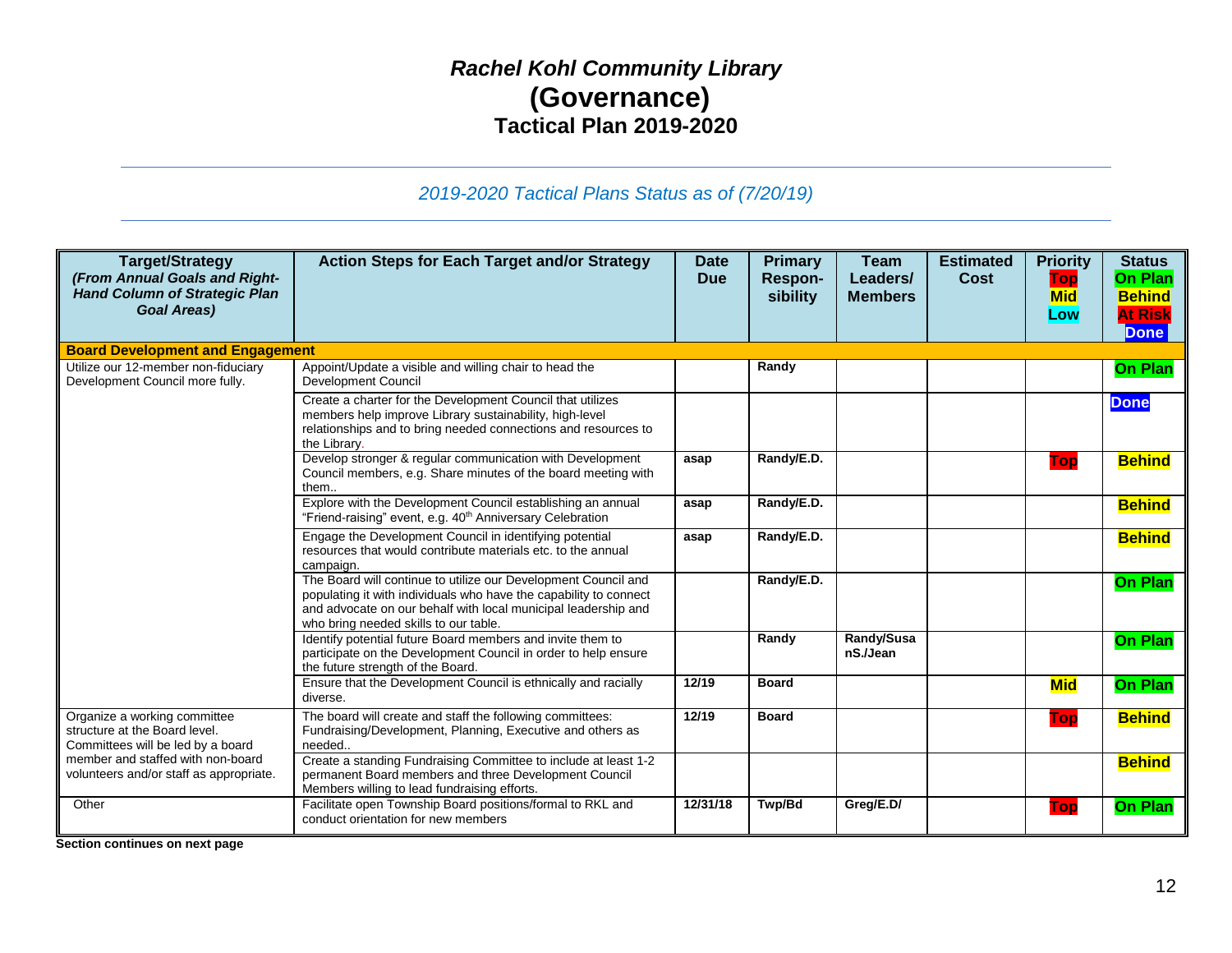# *Rachel Kohl Community Library*
# (Governance)
## Tactical Plan 2019-2020

*2019-2020 Tactical Plans Status as of (7/20/19)*

| Target/Strategy *(From Annual Goals and Right-Hand Column of Strategic Plan Goal Areas)* | Action Steps for Each Target and/or Strategy | Date Due | Primary Respon-sibility | Team Leaders/ Members | Estimated Cost | Priority Top Mid Low | Status On Plan Behind At Risk Done |
|---|---|---|---|---|---|---|---|
| **Board Development and Engagement** | | | | | | | |
| Utilize our 12-member non-fiduciary Development Council more fully. | Appoint/Update a visible and willing chair to head the Development Council | | Randy | | | | On Plan |
| | Create a charter for the Development Council that utilizes members help improve Library sustainability, high-level relationships and to bring needed connections and resources to the Library. | | | | | | Done |
| | Develop stronger & regular communication with Development Council members, e.g. Share minutes of the board meeting with them.. | asap | Randy/E.D. | | | Top | Behind |
| | Explore with the Development Council establishing an annual "Friend-raising" event, e.g. 40th Anniversary Celebration | asap | Randy/E.D. | | | | Behind |
| | Engage the Development Council in identifying potential resources that would contribute materials etc. to the annual campaign. | asap | Randy/E.D. | | | | Behind |
| | The Board will continue to utilize our Development Council and populating it with individuals who have the capability to connect and advocate on our behalf with local municipal leadership and who bring needed skills to our table. | | Randy/E.D. | | | | On Plan |
| | Identify potential future Board members and invite them to participate on the Development Council in order to help ensure the future strength of the Board. | | Randy | Randy/Susan S./Jean | | | On Plan |
| | Ensure that the Development Council is ethnically and racially diverse. | 12/19 | Board | | | Mid | On Plan |
| Organize a working committee structure at the Board level. Committees will be led by a board member and staffed with non-board volunteers and/or staff as appropriate. | The board will create and staff the following committees: Fundraising/Development, Planning, Executive and others as needed.. | 12/19 | Board | | | Top | Behind |
| | Create a standing Fundraising Committee to include at least 1-2 permanent Board members and three Development Council Members willing to lead fundraising efforts. | | | | | | Behind |
| Other | Facilitate open Township Board positions/formal to RKL and conduct orientation for new members | 12/31/18 | Twp/Bd | Greg/E.D/ | | Top | On Plan |

**Section continues on next page**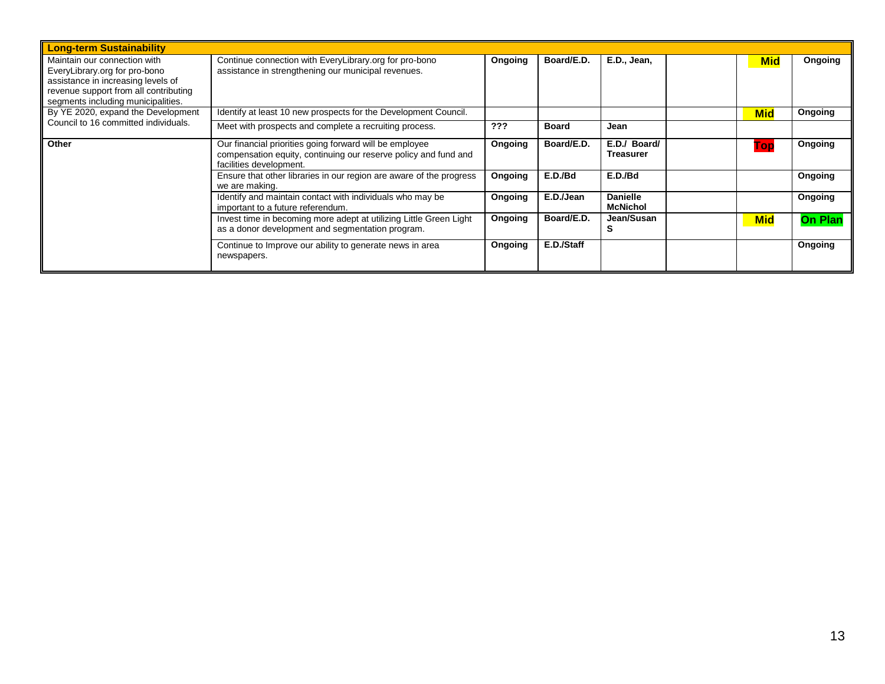| Long-term Sustainability | | | | | | | |
|---|---|---|---|---|---|---|---|
| Maintain our connection with EveryLibrary.org for pro-bono assistance in increasing levels of revenue support from all contributing segments including municipalities. | Continue connection with EveryLibrary.org for pro-bono assistance in strengthening our municipal revenues. | **Ongoing** | **Board/E.D.** | **E.D., Jean,** | | **Mid** | **Ongoing** |
| By YE 2020, expand the Development Council to 16 committed individuals. | Identify at least 10 new prospects for the Development Council. | | | | | **Mid** | **Ongoing** |
| | Meet with prospects and complete a recruiting process. | **???** | **Board** | **Jean** | | | |
| **Other** | Our financial priorities going forward will be employee compensation equity, continuing our reserve policy and fund and facilities development. | **Ongoing** | **Board/E.D.** | **E.D./ Board/ Treasurer** | | **Top** | **Ongoing** |
| | Ensure that other libraries in our region are aware of the progress we are making. | **Ongoing** | **E.D./Bd** | **E.D./Bd** | | | **Ongoing** |
| | Identify and maintain contact with individuals who may be important to a future referendum. | **Ongoing** | **E.D./Jean** | **Danielle McNichol** | | | **Ongoing** |
| | Invest time in becoming more adept at utilizing Little Green Light as a donor development and segmentation program. | **Ongoing** | **Board/E.D.** | **Jean/Susan S** | | **Mid** | **On Plan** |
| | Continue to Improve our ability to generate news in area newspapers. | **Ongoing** | **E.D./Staff** | | | | **Ongoing** |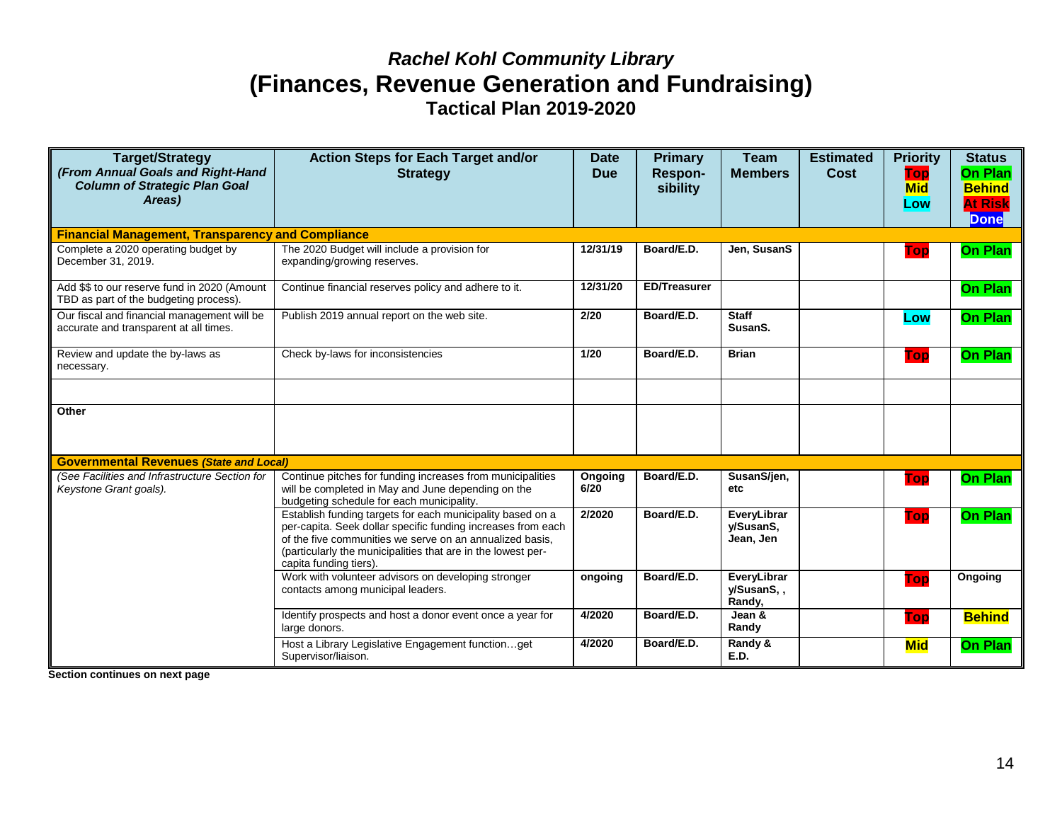# *Rachel Kohl Community Library*

# (Finances, Revenue Generation and Fundraising)

## Tactical Plan 2019-2020

| Target/Strategy *(From Annual Goals and Right-Hand Column of Strategic Plan Goal Areas)* | Action Steps for Each Target and/or Strategy | Date Due | Primary Respon-sibility | Team Members | Estimated Cost | Priority Top Mid Low | Status On Plan Behind At Risk Done |
|---|---|---|---|---|---|---|---|
| **Financial Management, Transparency and Compliance** | | | | | | | |
| Complete a 2020 operating budget by December 31, 2019. | The 2020 Budget will include a provision for expanding/growing reserves. | **12/31/19** | **Board/E.D.** | **Jen, SusanS** | | **Top** | **On Plan** |
| Add $$ to our reserve fund in 2020 (Amount TBD as part of the budgeting process). | Continue financial reserves policy and adhere to it. | **12/31/20** | **ED/Treasurer** | | | | **On Plan** |
| Our fiscal and financial management will be accurate and transparent at all times. | Publish 2019 annual report on the web site. | **2/20** | **Board/E.D.** | **Staff SusanS.** | | **Low** | **On Plan** |
| Review and update the by-laws as necessary. | Check by-laws for inconsistencies | **1/20** | **Board/E.D.** | **Brian** | | **Top** | **On Plan** |
| | | | | | | | |
| **Other** | | | | | | | |
| **Governmental Revenues *(State and Local)*** | | | | | | | |
| *(See Facilities and Infrastructure Section for Keystone Grant goals).* | Continue pitches for funding increases from municipalities will be completed in May and June depending on the budgeting schedule for each municipality. | **Ongoing 6/20** | **Board/E.D.** | **SusanS/jen, etc** | | **Top** | **On Plan** |
| | Establish funding targets for each municipality based on a per-capita. Seek dollar specific funding increases from each of the five communities we serve on an annualized basis, (particularly the municipalities that are in the lowest per-capita funding tiers). | **2/2020** | **Board/E.D.** | **EveryLibrary/SusanS, Jean, Jen** | | **Top** | **On Plan** |
| | Work with volunteer advisors on developing stronger contacts among municipal leaders. | **ongoing** | **Board/E.D.** | **EveryLibrary/SusanS, , Randy,** | | **Top** | **Ongoing** |
| | Identify prospects and host a donor event once a year for large donors. | **4/2020** | **Board/E.D.** | **Jean & Randy** | | **Top** | **Behind** |
| | Host a Library Legislative Engagement function…get Supervisor/liaison. | **4/2020** | **Board/E.D.** | **Randy & E.D.** | | **Mid** | **On Plan** |

**Section continues on next page**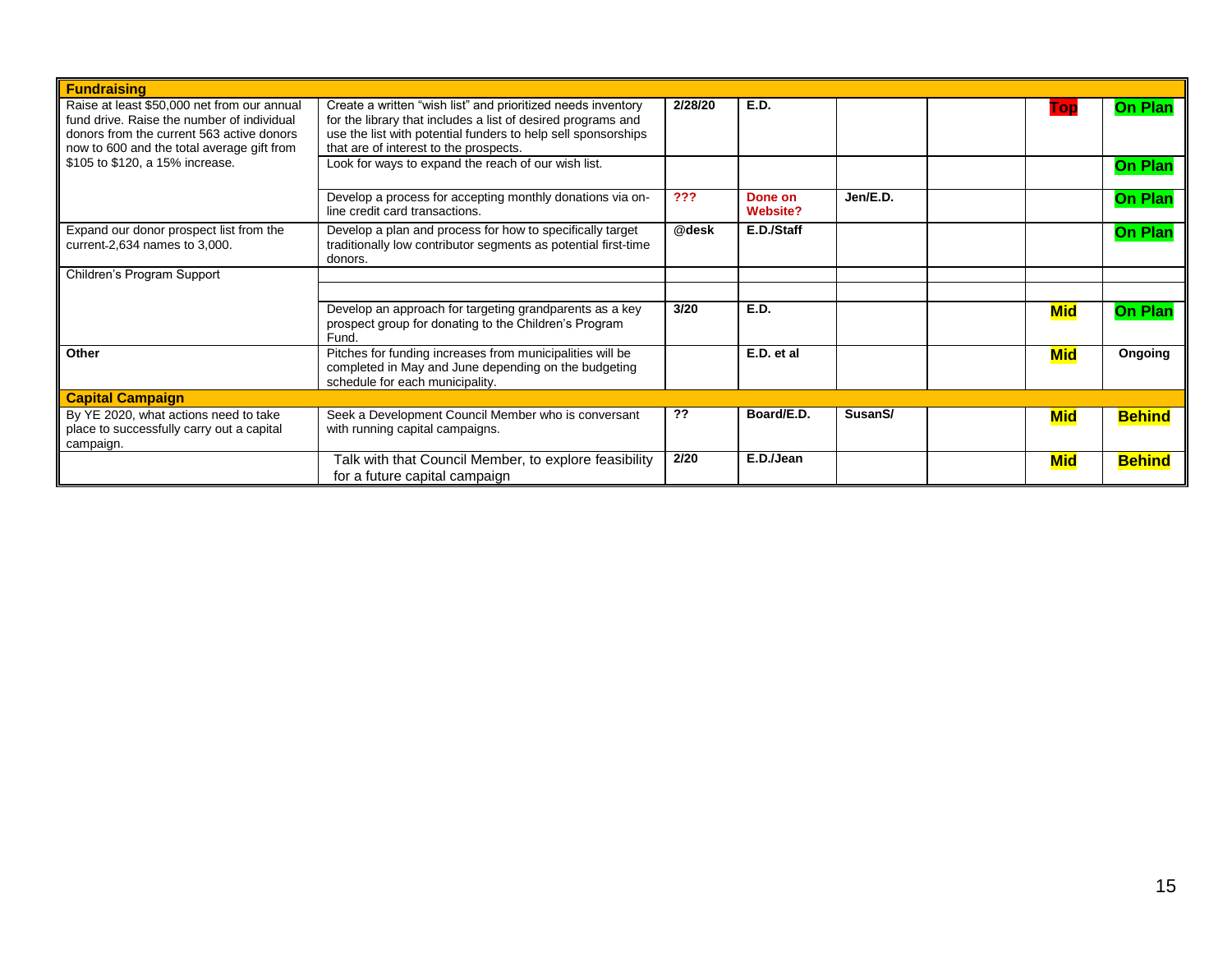| Fundraising | | | | | | | | |
|---|---|---|---|---|---|---|---|---|
| Raise at least $50,000 net from our annual fund drive. Raise the number of individual donors from the current 563 active donors now to 600 and the total average gift from $105 to $120, a 15% increase. | Create a written "wish list" and prioritized needs inventory for the library that includes a list of desired programs and use the list with potential funders to help sell sponsorships that are of interest to the prospects. | **2/28/20** | **E.D.** | | | | **Top** | **On Plan** |
| | Look for ways to expand the reach of our wish list. | | | | | | | **On Plan** |
| | Develop a process for accepting monthly donations via on-line credit card transactions. | **???** | **Done on Website?** | **Jen/E.D.** | | | | **On Plan** |
| Expand our donor prospect list from the current-2,634 names to 3,000. | Develop a plan and process for how to specifically target traditionally low contributor segments as potential first-time donors. | **@desk** | **E.D./Staff** | | | | | **On Plan** |
| Children's Program Support | | | | | | | | |
| | | | | | | | | |
| | Develop an approach for targeting grandparents as a key prospect group for donating to the Children's Program Fund. | **3/20** | **E.D.** | | | | **Mid** | **On Plan** |
| **Other** | Pitches for funding increases from municipalities will be completed in May and June depending on the budgeting schedule for each municipality. | | **E.D. et al** | | | | **Mid** | **Ongoing** |
| **Capital Campaign** | | | | | | | | |
| By YE 2020, what actions need to take place to successfully carry out a capital campaign. | Seek a Development Council Member who is conversant with running capital campaigns. | **??** | **Board/E.D.** | **SusanS/** | | | **Mid** | **Behind** |
| | Talk with that Council Member, to explore feasibility for a future capital campaign | **2/20** | **E.D./Jean** | | | | **Mid** | **Behind** |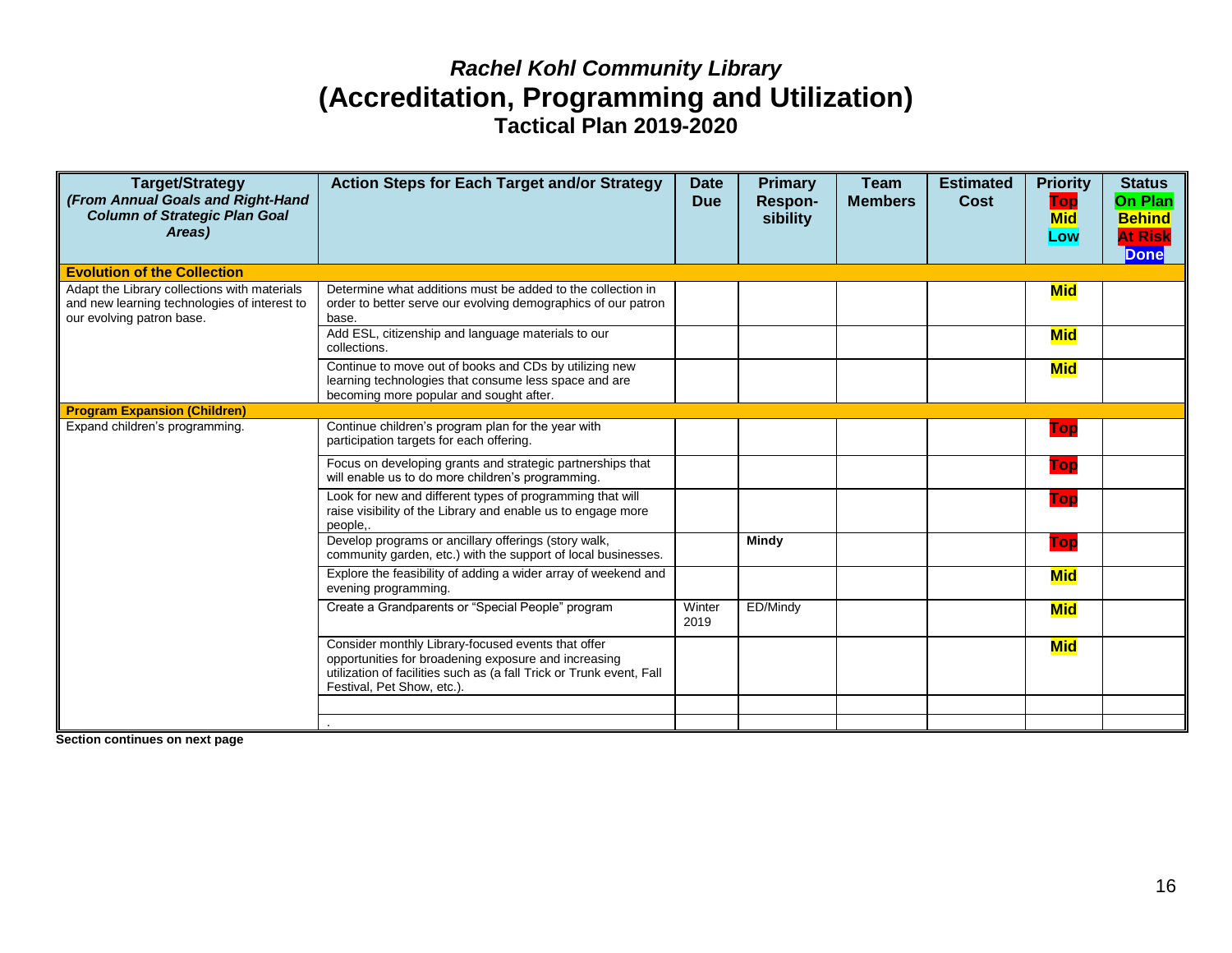# *Rachel Kohl Community Library*
# (Accreditation, Programming and Utilization)
## Tactical Plan 2019-2020

| Target/Strategy *(From Annual Goals and Right-Hand Column of Strategic Plan Goal Areas)* | Action Steps for Each Target and/or Strategy | Date Due | Primary Respon-sibility | Team Members | Estimated Cost | Priority Top Mid Low | Status On Plan Behind At Risk Done |
|---|---|---|---|---|---|---|---|
| **Evolution of the Collection** | | | | | | | |
| Adapt the Library collections with materials and new learning technologies of interest to our evolving patron base. | Determine what additions must be added to the collection in order to better serve our evolving demographics of our patron base. | | | | | Mid | |
| | Add ESL, citizenship and language materials to our collections. | | | | | Mid | |
| | Continue to move out of books and CDs by utilizing new learning technologies that consume less space and are becoming more popular and sought after. | | | | | Mid | |
| **Program Expansion (Children)** | | | | | | | |
| Expand children's programming. | Continue children's program plan for the year with participation targets for each offering. | | | | | Top | |
| | Focus on developing grants and strategic partnerships that will enable us to do more children's programming. | | | | | Top | |
| | Look for new and different types of programming that will raise visibility of the Library and enable us to engage more people,. | | | | | Top | |
| | Develop programs or ancillary offerings (story walk, community garden, etc.) with the support of local businesses. | | **Mindy** | | | Top | |
| | Explore the feasibility of adding a wider array of weekend and evening programming. | | | | | Mid | |
| | Create a Grandparents or "Special People" program | Winter 2019 | ED/Mindy | | | Mid | |
| | Consider monthly Library-focused events that offer opportunities for broadening exposure and increasing utilization of facilities such as (a fall Trick or Trunk event, Fall Festival, Pet Show, etc.). | | | | | Mid | |
| | | | | | | | |
| | . | | | | | | |

**Section continues on next page**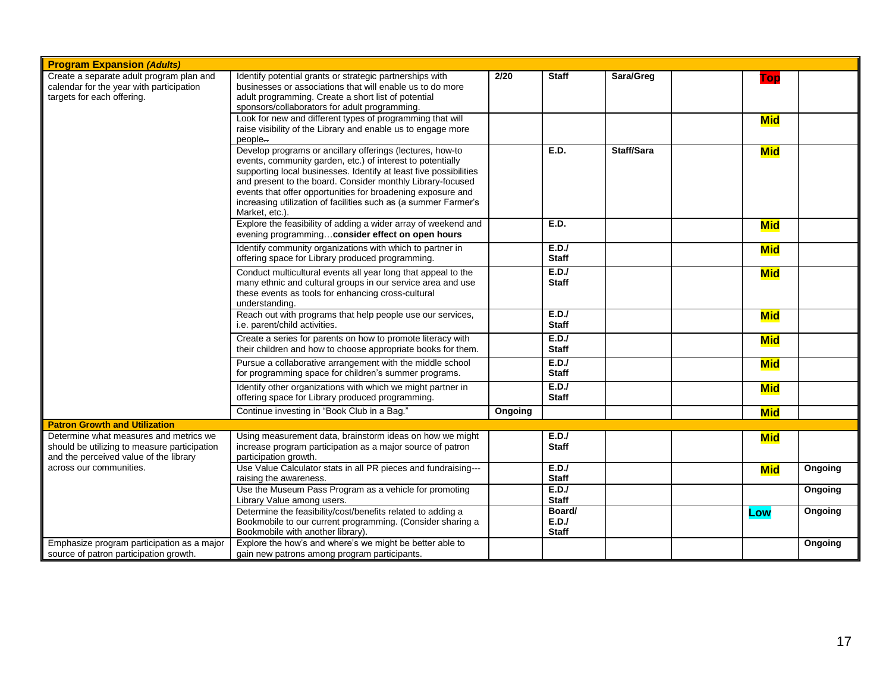| **Program Expansion *(Adults)*** | | | | | | | |
|---|---|---|---|---|---|---|---|
| Create a separate adult program plan and calendar for the year with participation targets for each offering. | Identify potential grants or strategic partnerships with businesses or associations that will enable us to do more adult programming. Create a short list of potential sponsors/collaborators for adult programming. | **2/20** | **Staff** | **Sara/Greg** | | **Top** | |
| | Look for new and different types of programming that will raise visibility of the Library and enable us to engage more people. | | | | | **Mid** | |
| | Develop programs or ancillary offerings (lectures, how-to events, community garden, etc.) of interest to potentially supporting local businesses. Identify at least five possibilities and present to the board. Consider monthly Library-focused events that offer opportunities for broadening exposure and increasing utilization of facilities such as (a summer Farmer's Market, etc.). | | **E.D.** | **Staff/Sara** | | **Mid** | |
| | Explore the feasibility of adding a wider array of weekend and evening programming…**consider effect on open hours** | | **E.D.** | | | **Mid** | |
| | Identify community organizations with which to partner in offering space for Library produced programming. | | **E.D./ Staff** | | | **Mid** | |
| | Conduct multicultural events all year long that appeal to the many ethnic and cultural groups in our service area and use these events as tools for enhancing cross-cultural understanding. | | **E.D./ Staff** | | | **Mid** | |
| | Reach out with programs that help people use our services, i.e. parent/child activities. | | **E.D./ Staff** | | | **Mid** | |
| | Create a series for parents on how to promote literacy with their children and how to choose appropriate books for them. | | **E.D./ Staff** | | | **Mid** | |
| | Pursue a collaborative arrangement with the middle school for programming space for children's summer programs. | | **E.D./ Staff** | | | **Mid** | |
| | Identify other organizations with which we might partner in offering space for Library produced programming. | | **E.D./ Staff** | | | **Mid** | |
| | Continue investing in "Book Club in a Bag." | **Ongoing** | | | | **Mid** | |
| **Patron Growth and Utilization** | | | | | | | |
| Determine what measures and metrics we should be utilizing to measure participation and the perceived value of the library across our communities. | Using measurement data, brainstorm ideas on how we might increase program participation as a major source of patron participation growth. | | **E.D./ Staff** | | | **Mid** | |
| | Use Value Calculator stats in all PR pieces and fundraising---raising the awareness. | | **E.D./ Staff** | | | **Mid** | **Ongoing** |
| | Use the Museum Pass Program as a vehicle for promoting Library Value among users. | | **E.D./ Staff** | | | | **Ongoing** |
| | Determine the feasibility/cost/benefits related to adding a Bookmobile to our current programming. (Consider sharing a Bookmobile with another library). | | **Board/ E.D./ Staff** | | | **Low** | **Ongoing** |
| Emphasize program participation as a major source of patron participation growth. | Explore the how's and where's we might be better able to gain new patrons among program participants. | | | | | | **Ongoing** |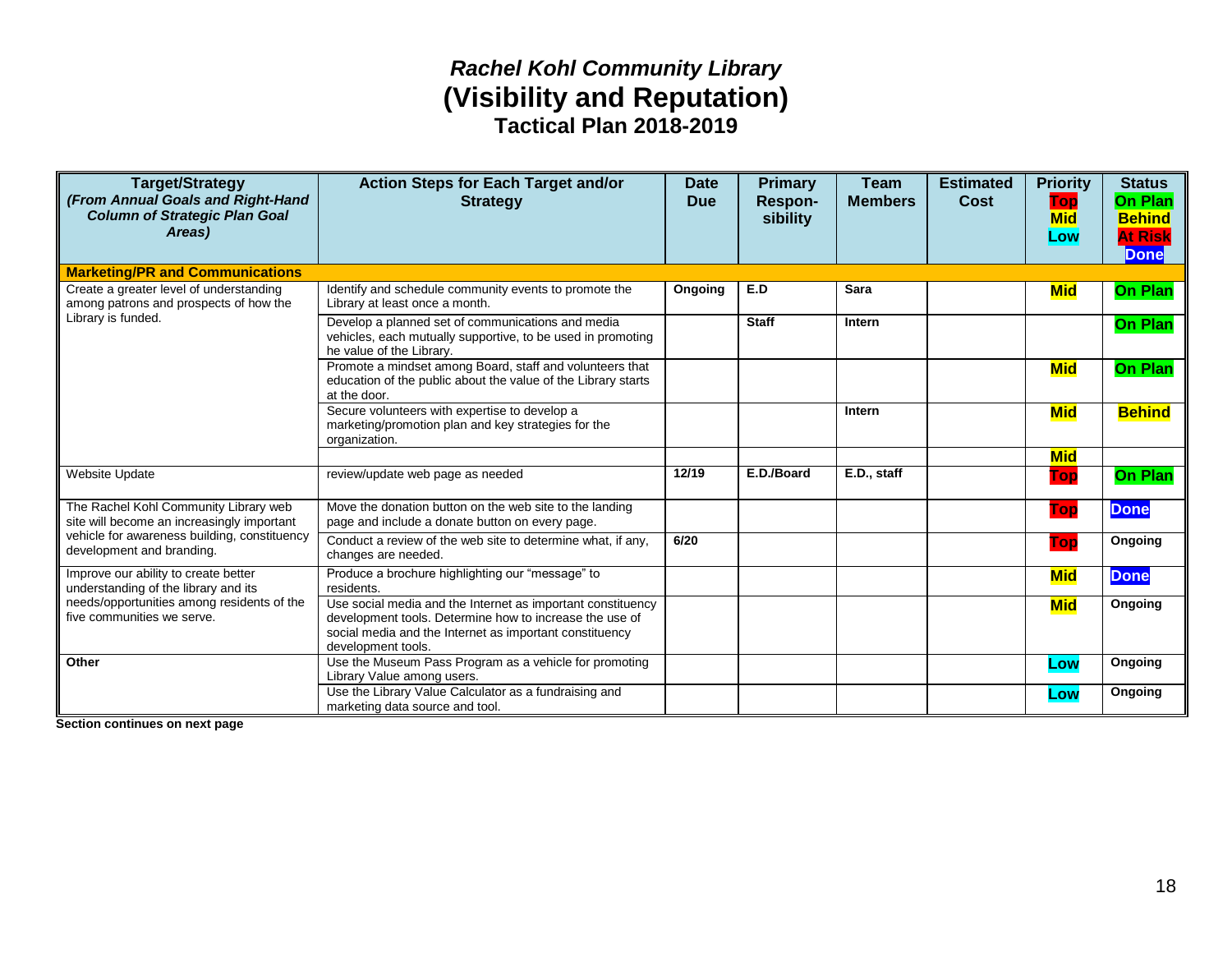# *Rachel Kohl Community Library*

# (Visibility and Reputation)

## Tactical Plan 2018-2019

| Target/Strategy *(From Annual Goals and Right-Hand Column of Strategic Plan Goal Areas)* | Action Steps for Each Target and/or Strategy | Date Due | Primary Respon-sibility | Team Members | Estimated Cost | Priority Top Mid Low | Status On Plan Behind At Risk Done |
|---|---|---|---|---|---|---|---|
| **Marketing/PR and Communications** | | | | | | | |
| Create a greater level of understanding among patrons and prospects of how the Library is funded. | Identify and schedule community events to promote the Library at least once a month. | **Ongoing** | **E.D** | **Sara** | | **Mid** | **On Plan** |
| | Develop a planned set of communications and media vehicles, each mutually supportive, to be used in promoting he value of the Library. | | **Staff** | **Intern** | | | **On Plan** |
| | Promote a mindset among Board, staff and volunteers that education of the public about the value of the Library starts at the door. | | | | | **Mid** | **On Plan** |
| | Secure volunteers with expertise to develop a marketing/promotion plan and key strategies for the organization. | | | **Intern** | | **Mid** | **Behind** |
| | | | | | | **Mid** | |
| Website Update | review/update web page as needed | **12/19** | **E.D./Board** | **E.D., staff** | | **Top** | **On Plan** |
| The Rachel Kohl Community Library web site will become an increasingly important vehicle for awareness building, constituency development and branding. | Move the donation button on the web site to the landing page and include a donate button on every page. | | | | | **Top** | **Done** |
| | Conduct a review of the web site to determine what, if any, changes are needed. | **6/20** | | | | **Top** | **Ongoing** |
| Improve our ability to create better understanding of the library and its needs/opportunities among residents of the five communities we serve. | Produce a brochure highlighting our "message" to residents. | | | | | **Mid** | **Done** |
| | Use social media and the Internet as important constituency development tools. Determine how to increase the use of social media and the Internet as important constituency development tools. | | | | | **Mid** | **Ongoing** |
| **Other** | Use the Museum Pass Program as a vehicle for promoting Library Value among users. | | | | | **Low** | **Ongoing** |
| | Use the Library Value Calculator as a fundraising and marketing data source and tool. | | | | | **Low** | **Ongoing** |

**Section continues on next page**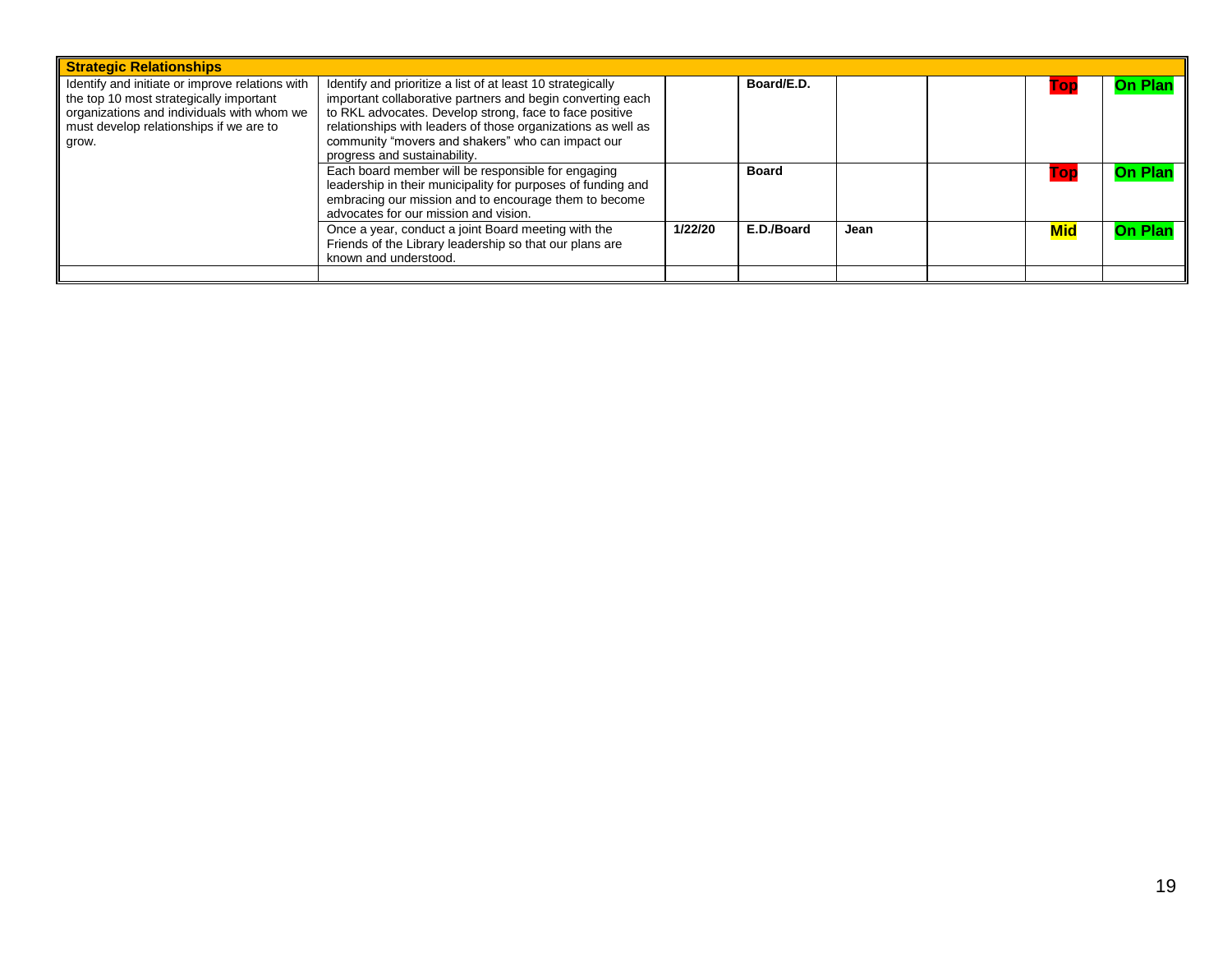| Strategic Relationships | | | | | | | |
|---|---|---|---|---|---|---|---|
| Identify and initiate or improve relations with the top 10 most strategically important organizations and individuals with whom we must develop relationships if we are to grow. | Identify and prioritize a list of at least 10 strategically important collaborative partners and begin converting each to RKL advocates. Develop strong, face to face positive relationships with leaders of those organizations as well as community "movers and shakers" who can impact our progress and sustainability. | | **Board/E.D.** | | | **Top** | **On Plan** |
| | Each board member will be responsible for engaging leadership in their municipality for purposes of funding and embracing our mission and to encourage them to become advocates for our mission and vision. | | **Board** | | | **Top** | **On Plan** |
| | Once a year, conduct a joint Board meeting with the Friends of the Library leadership so that our plans are known and understood. | **1/22/20** | **E.D./Board** | **Jean** | | **Mid** | **On Plan** |
| | | | | | | | |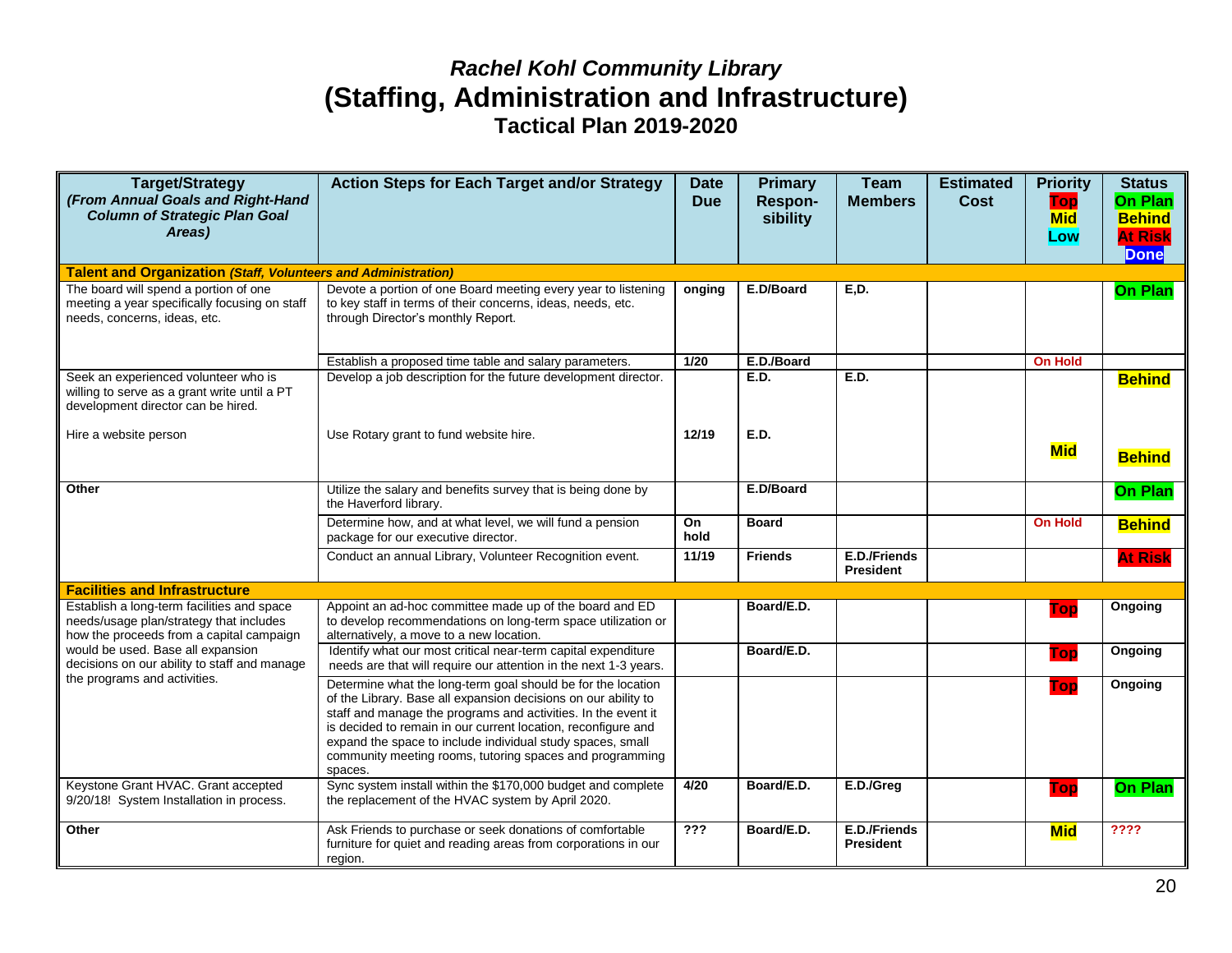*Rachel Kohl Community Library*

# (Staffing, Administration and Infrastructure)

## Tactical Plan 2019-2020

| Target/Strategy *(From Annual Goals and Right-Hand Column of Strategic Plan Goal Areas)* | Action Steps for Each Target and/or Strategy | Date Due | Primary Respon-sibility | Team Members | Estimated Cost | Priority Top Mid Low | Status On Plan Behind At Risk Done |
|---|---|---|---|---|---|---|---|
| **Talent and Organization** ***(Staff, Volunteers and Administration)*** | | | | | | | |
| The board will spend a portion of one meeting a year specifically focusing on staff needs, concerns, ideas, etc. | Devote a portion of one Board meeting every year to listening to key staff in terms of their concerns, ideas, needs, etc. through Director's monthly Report. | **onging** | **E.D/Board** | **E,D.** | | | **On Plan** |
| | Establish a proposed time table and salary parameters. | **1/20** | **E.D./Board** | | | **On Hold** | |
| Seek an experienced volunteer who is willing to serve as a grant write until a PT development director can be hired. | Develop a job description for the future development director. | | **E.D.** | **E.D.** | | | **Behind** |
| Hire a website person | Use Rotary grant to fund website hire. | **12/19** | **E.D.** | | | **Mid** | **Behind** |
| **Other** | Utilize the salary and benefits survey that is being done by the Haverford library. | | **E.D/Board** | | | | **On Plan** |
| | Determine how, and at what level, we will fund a pension package for our executive director. | **On hold** | **Board** | | | **On Hold** | **Behind** |
| | Conduct an annual Library, Volunteer Recognition event. | **11/19** | **Friends** | **E.D./Friends President** | | | **At Risk** |
| **Facilities and Infrastructure** | | | | | | | |
| Establish a long-term facilities and space needs/usage plan/strategy that includes how the proceeds from a capital campaign would be used. Base all expansion decisions on our ability to staff and manage the programs and activities. | Appoint an ad-hoc committee made up of the board and ED to develop recommendations on long-term space utilization or alternatively, a move to a new location. | | **Board/E.D.** | | | **Top** | **Ongoing** |
| | Identify what our most critical near-term capital expenditure needs are that will require our attention in the next 1-3 years. | | **Board/E.D.** | | | **Top** | **Ongoing** |
| | Determine what the long-term goal should be for the location of the Library. Base all expansion decisions on our ability to staff and manage the programs and activities. In the event it is decided to remain in our current location, reconfigure and expand the space to include individual study spaces, small community meeting rooms, tutoring spaces and programming spaces. | | | | | **Top** | **Ongoing** |
| Keystone Grant HVAC. Grant accepted 9/20/18! System Installation in process. | Sync system install within the $170,000 budget and complete the replacement of the HVAC system by April 2020. | **4/20** | **Board/E.D.** | **E.D./Greg** | | **Top** | **On Plan** |
| **Other** | Ask Friends to purchase or seek donations of comfortable furniture for quiet and reading areas from corporations in our region. | **???** | **Board/E.D.** | **E.D./Friends President** | | **Mid** | **????** |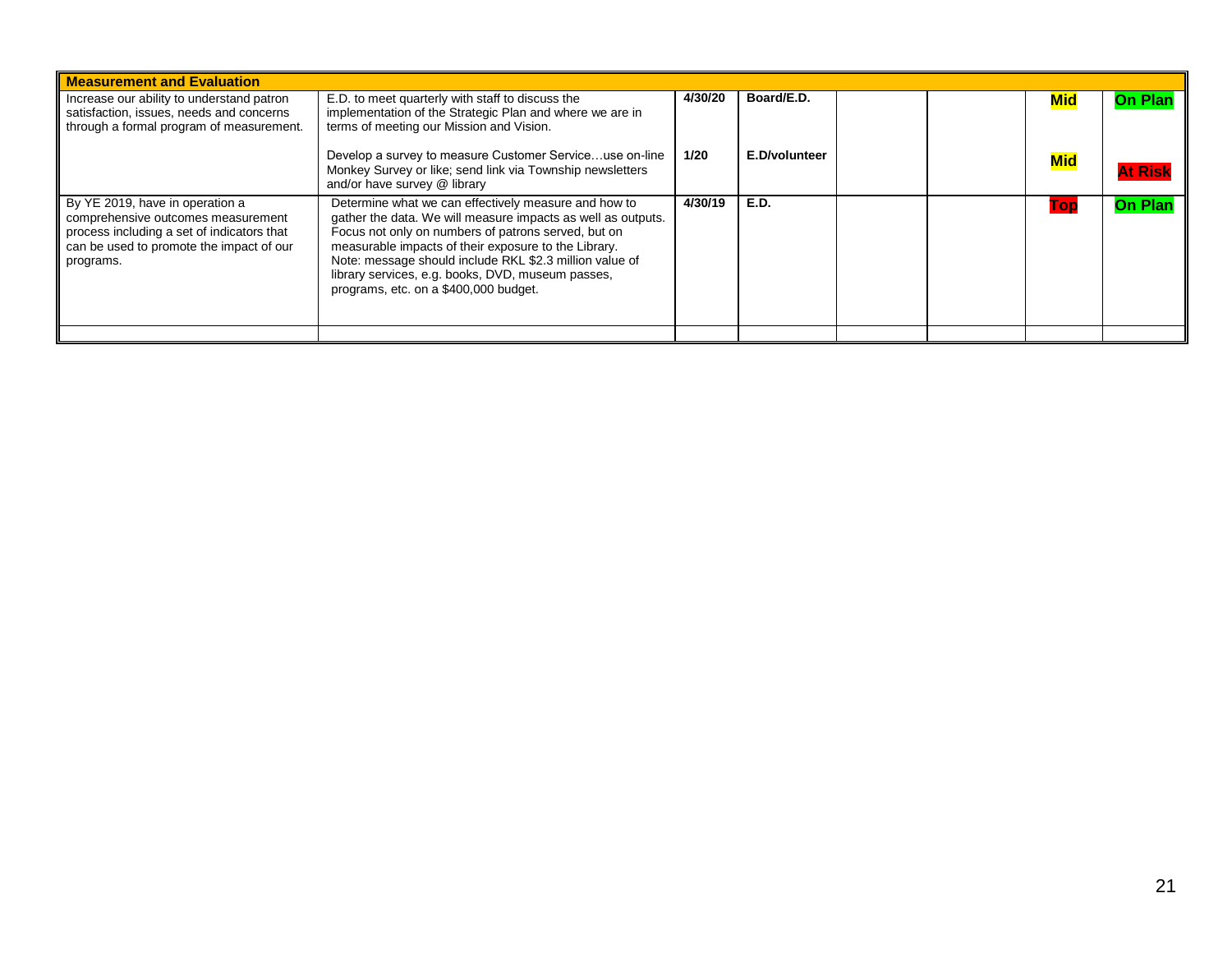| Measurement and Evaluation | | | | | | | |
|---|---|---|---|---|---|---|---|
| Increase our ability to understand patron satisfaction, issues, needs and concerns through a formal program of measurement. | E.D. to meet quarterly with staff to discuss the implementation of the Strategic Plan and where we are in terms of meeting our Mission and Vision. | **4/30/20** | **Board/E.D.** | | | **Mid** | **On Plan** |
| | Develop a survey to measure Customer Service…use on-line Monkey Survey or like; send link via Township newsletters and/or have survey @ library | **1/20** | **E.D/volunteer** | | | **Mid** | **At Risk** |
| By YE 2019, have in operation a comprehensive outcomes measurement process including a set of indicators that can be used to promote the impact of our programs. | Determine what we can effectively measure and how to gather the data. We will measure impacts as well as outputs. Focus not only on numbers of patrons served, but on measurable impacts of their exposure to the Library. Note: message should include RKL $2.3 million value of library services, e.g. books, DVD, museum passes, programs, etc. on a $400,000 budget. | **4/30/19** | **E.D.** | | | **Top** | **On Plan** |
| | | | | | | | |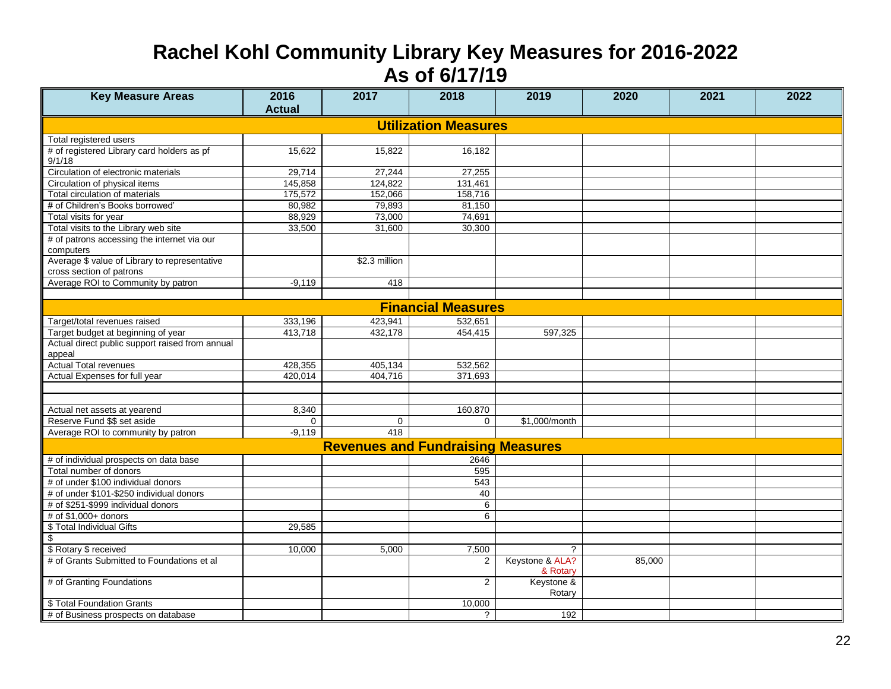# Rachel Kohl Community Library Key Measures for 2016-2022

## As of 6/17/19

| Key Measure Areas | 2016 Actual | 2017 | 2018 | 2019 | 2020 | 2021 | 2022 |
|---|---|---|---|---|---|---|---|
| **Utilization Measures** | | | | | | | |
| Total registered users | | | | | | | |
| # of registered Library card holders as pf 9/1/18 | 15,622 | 15,822 | 16,182 | | | | |
| Circulation of electronic materials | 29,714 | 27,244 | 27,255 | | | | |
| Circulation of physical items | 145,858 | 124,822 | 131,461 | | | | |
| Total circulation of materials | 175,572 | 152,066 | 158,716 | | | | |
| # of Children's Books borrowed' | 80,982 | 79,893 | 81,150 | | | | |
| Total visits for year | 88,929 | 73,000 | 74,691 | | | | |
| Total visits to the Library web site | 33,500 | 31,600 | 30,300 | | | | |
| # of patrons accessing the internet via our computers | | | | | | | |
| Average $ value of Library to representative cross section of patrons | | $2.3 million | | | | | |
| Average ROI to Community by patron | -9,119 | 418 | | | | | |
| | | | | | | | |
| **Financial Measures** | | | | | | | |
| Target/total revenues raised | 333,196 | 423,941 | 532,651 | | | | |
| Target budget at beginning of year | 413,718 | 432,178 | 454,415 | 597,325 | | | |
| Actual direct public support raised from annual appeal | | | | | | | |
| Actual Total revenues | 428,355 | 405,134 | 532,562 | | | | |
| Actual Expenses for full year | 420,014 | 404,716 | 371,693 | | | | |
| | | | | | | | |
| | | | | | | | |
| Actual net assets at yearend | 8,340 | | 160,870 | | | | |
| Reserve Fund $$ set aside | 0 | 0 | 0 | $1,000/month | | | |
| Average ROI to community by patron | -9,119 | 418 | | | | | |
| **Revenues and Fundraising Measures** | | | | | | | |
| # of individual prospects on data base | | | 2646 | | | | |
| Total number of donors | | | 595 | | | | |
| # of under $100 individual donors | | | 543 | | | | |
| # of under $101-$250 individual donors | | | 40 | | | | |
| # of $251-$999 individual donors | | | 6 | | | | |
| # of $1,000+ donors | | | 6 | | | | |
| $ Total Individual Gifts | 29,585 | | | | | | |
| $ | | | | | | | |
| $ Rotary $ received | 10,000 | 5,000 | 7,500 | ? | | | |
| # of Grants Submitted to Foundations et al | | | 2 | Keystone & ALA? & Rotary | 85,000 | | |
| # of Granting Foundations | | | 2 | Keystone & Rotary | | | |
| $ Total Foundation Grants | | | 10,000 | | | | |
| # of Business prospects on database | | | ? | 192 | | | |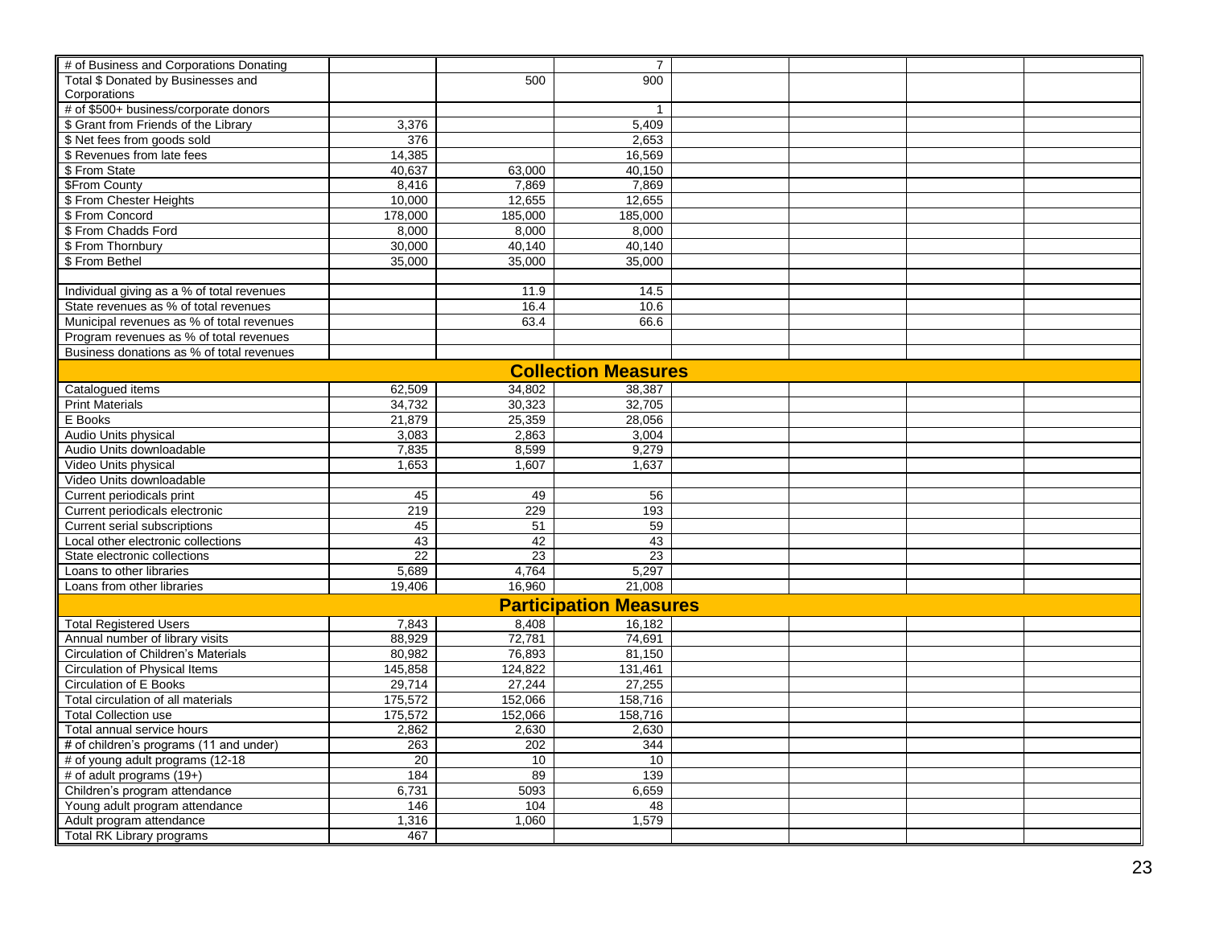| | | | | | | | |
|---|---|---|---|---|---|---|---|
| # of Business and Corporations Donating | | | 7 | | | | |
| Total $ Donated by Businesses and Corporations | | 500 | 900 | | | | |
| # of $500+ business/corporate donors | | | 1 | | | | |
| $ Grant from Friends of the Library | 3,376 | | 5,409 | | | | |
| $ Net fees from goods sold | 376 | | 2,653 | | | | |
| $ Revenues from late fees | 14,385 | | 16,569 | | | | |
| $ From State | 40,637 | 63,000 | 40,150 | | | | |
| $From County | 8,416 | 7,869 | 7,869 | | | | |
| $ From Chester Heights | 10,000 | 12,655 | 12,655 | | | | |
| $ From Concord | 178,000 | 185,000 | 185,000 | | | | |
| $ From Chadds Ford | 8,000 | 8,000 | 8,000 | | | | |
| $ From Thornbury | 30,000 | 40,140 | 40,140 | | | | |
| $ From Bethel | 35,000 | 35,000 | 35,000 | | | | |
| | | | | | | | |
| Individual giving as a % of total revenues | | 11.9 | 14.5 | | | | |
| State revenues as % of total revenues | | 16.4 | 10.6 | | | | |
| Municipal revenues as % of total revenues | | 63.4 | 66.6 | | | | |
| Program revenues as % of total revenues | | | | | | | |
| Business donations as % of total revenues | | | | | | | |
| **Collection Measures** | | | | | | | |
| Catalogued items | 62,509 | 34,802 | 38,387 | | | | |
| Print Materials | 34,732 | 30,323 | 32,705 | | | | |
| E Books | 21,879 | 25,359 | 28,056 | | | | |
| Audio Units physical | 3,083 | 2,863 | 3,004 | | | | |
| Audio Units downloadable | 7,835 | 8,599 | 9,279 | | | | |
| Video Units physical | 1,653 | 1,607 | 1,637 | | | | |
| Video Units downloadable | | | | | | | |
| Current periodicals print | 45 | 49 | 56 | | | | |
| Current periodicals electronic | 219 | 229 | 193 | | | | |
| Current serial subscriptions | 45 | 51 | 59 | | | | |
| Local other electronic collections | 43 | 42 | 43 | | | | |
| State electronic collections | 22 | 23 | 23 | | | | |
| Loans to other libraries | 5,689 | 4,764 | 5,297 | | | | |
| Loans from other libraries | 19,406 | 16,960 | 21,008 | | | | |
| **Participation Measures** | | | | | | | |
| Total Registered Users | 7,843 | 8,408 | 16,182 | | | | |
| Annual number of library visits | 88,929 | 72,781 | 74,691 | | | | |
| Circulation of Children's Materials | 80,982 | 76,893 | 81,150 | | | | |
| Circulation of Physical Items | 145,858 | 124,822 | 131,461 | | | | |
| Circulation of E Books | 29,714 | 27,244 | 27,255 | | | | |
| Total circulation of all materials | 175,572 | 152,066 | 158,716 | | | | |
| Total Collection use | 175,572 | 152,066 | 158,716 | | | | |
| Total annual service hours | 2,862 | 2,630 | 2,630 | | | | |
| # of children's programs (11 and under) | 263 | 202 | 344 | | | | |
| # of young adult programs (12-18 | 20 | 10 | 10 | | | | |
| # of adult programs (19+) | 184 | 89 | 139 | | | | |
| Children's program attendance | 6,731 | 5093 | 6,659 | | | | |
| Young adult program attendance | 146 | 104 | 48 | | | | |
| Adult program attendance | 1,316 | 1,060 | 1,579 | | | | |
| Total RK Library programs | 467 | | | | | | |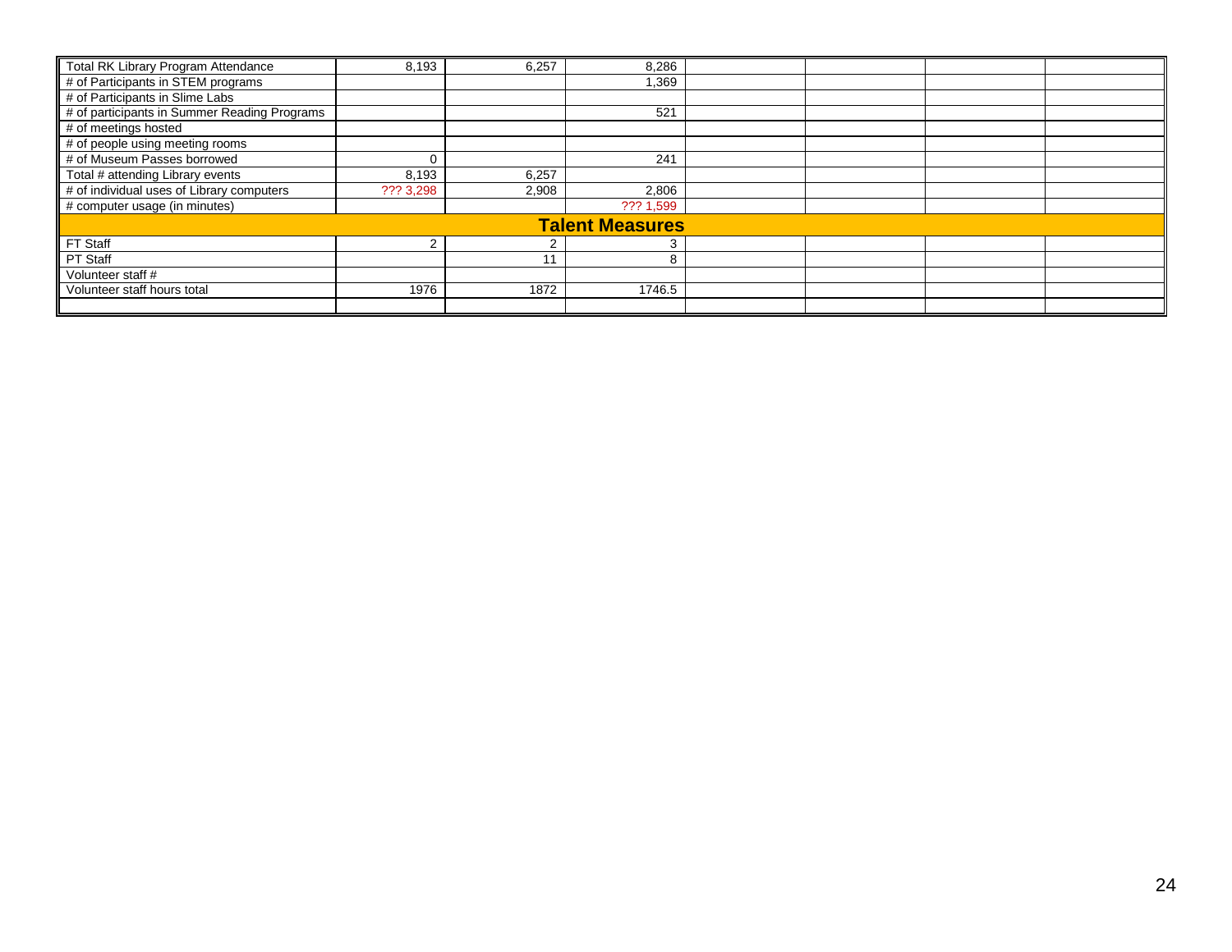| Total RK Library Program Attendance | 8,193 | 6,257 | 8,286 | | | | |
|---|---|---|---|---|---|---|---|
| # of Participants in STEM programs | | | 1,369 | | | | |
| # of Participants in Slime Labs | | | | | | | |
| # of participants in Summer Reading Programs | | | 521 | | | | |
| # of meetings hosted | | | | | | | |
| # of people using meeting rooms | | | | | | | |
| # of Museum Passes borrowed | 0 | | 241 | | | | |
| Total # attending Library events | 8,193 | 6,257 | | | | | |
| # of individual uses of Library computers | ??? 3,298 | 2,908 | 2,806 | | | | |
| # computer usage (in minutes) | | | ??? 1,599 | | | | |
| **Talent Measures** | | | | | | | |
| FT Staff | 2 | 2 | 3 | | | | |
| PT Staff | | 11 | 8 | | | | |
| Volunteer staff # | | | | | | | |
| Volunteer staff hours total | 1976 | 1872 | 1746.5 | | | | |
| | | | | | | | |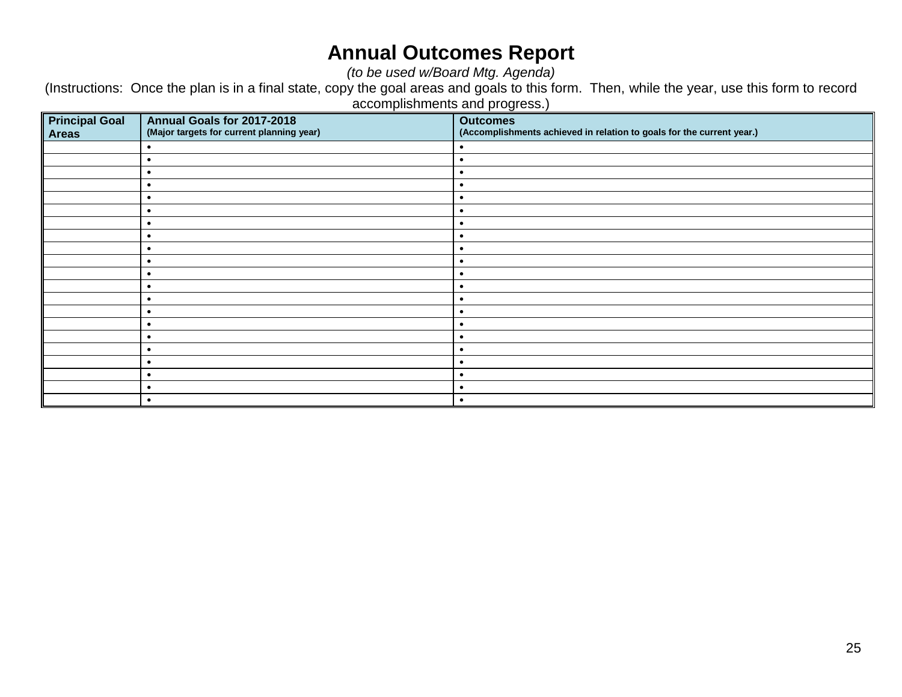# Annual Outcomes Report

*(to be used w/Board Mtg. Agenda)*

(Instructions: Once the plan is in a final state, copy the goal areas and goals to this form. Then, while the year, use this form to record accomplishments and progress.)

| **Principal Goal Areas** | **Annual Goals for 2017-2018** **(Major targets for current planning year)** | **Outcomes** **(Accomplishments achieved in relation to goals for the current year.)** |
|---|---|---|
| | • | • |
| | • | • |
| | • | • |
| | • | • |
| | • | • |
| | • | • |
| | • | • |
| | • | • |
| | • | • |
| | • | • |
| | • | • |
| | • | • |
| | • | • |
| | • | • |
| | • | • |
| | • | • |
| | • | • |
| | • | • |
| | • | • |
| | • | • |
| | • | • |